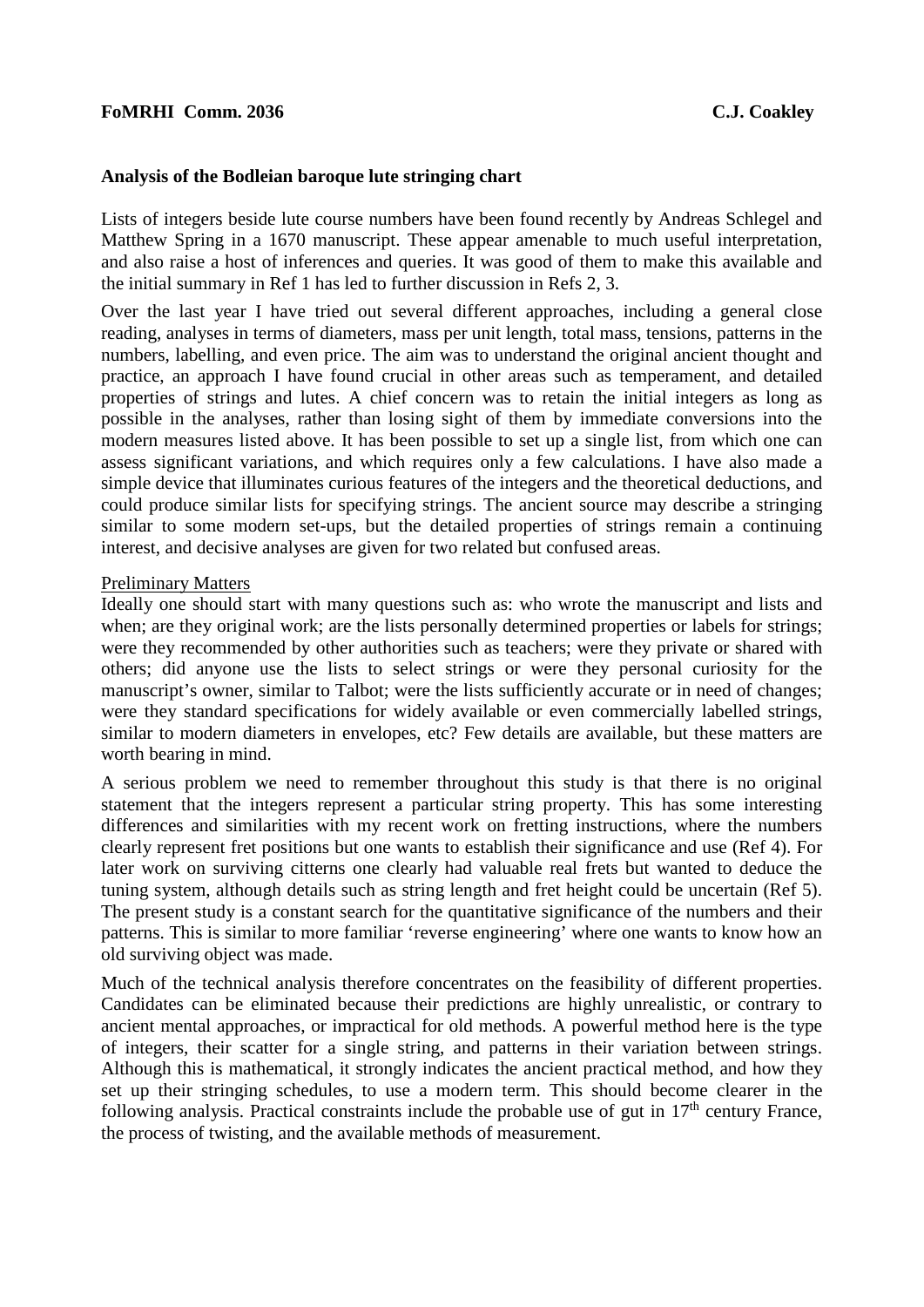**FoMRHI Comm. 2036** **C.J. Coakley**

**Analysis of the Bodleian baroque lute stringing chart**

Lists of integers beside lute course numbers have been found recently by Andreas Schlegel and Matthew Spring in a 1670 manuscript. These appear amenable to much useful interpretation, and also raise a host of inferences and queries. It was good of them to make this available and the initial summary in Ref 1 has led to further discussion in Refs 2, 3.

Over the last year I have tried out several different approaches, including a general close reading, analyses in terms of diameters, mass per unit length, total mass, tensions, patterns in the numbers, labelling, and even price. The aim was to understand the original ancient thought and practice, an approach I have found crucial in other areas such as temperament, and detailed properties of strings and lutes. A chief concern was to retain the initial integers as long as possible in the analyses, rather than losing sight of them by immediate conversions into the modern measures listed above. It has been possible to set up a single list, from which one can assess significant variations, and which requires only a few calculations. I have also made a simple device that illuminates curious features of the integers and the theoretical deductions, and could produce similar lists for specifying strings. The ancient source may describe a stringing similar to some modern set-ups, but the detailed properties of strings remain a continuing interest, and decisive analyses are given for two related but confused areas.

Preliminary Matters

Ideally one should start with many questions such as: who wrote the manuscript and lists and when; are they original work; are the lists personally determined properties or labels for strings; were they recommended by other authorities such as teachers; were they private or shared with others; did anyone use the lists to select strings or were they personal curiosity for the manuscript's owner, similar to Talbot; were the lists sufficiently accurate or in need of changes; were they standard specifications for widely available or even commercially labelled strings, similar to modern diameters in envelopes, etc? Few details are available, but these matters are worth bearing in mind.

A serious problem we need to remember throughout this study is that there is no original statement that the integers represent a particular string property. This has some interesting differences and similarities with my recent work on fretting instructions, where the numbers clearly represent fret positions but one wants to establish their significance and use (Ref 4). For later work on surviving citterns one clearly had valuable real frets but wanted to deduce the tuning system, although details such as string length and fret height could be uncertain (Ref 5). The present study is a constant search for the quantitative significance of the numbers and their patterns. This is similar to more familiar 'reverse engineering' where one wants to know how an old surviving object was made.

Much of the technical analysis therefore concentrates on the feasibility of different properties. Candidates can be eliminated because their predictions are highly unrealistic, or contrary to ancient mental approaches, or impractical for old methods. A powerful method here is the type of integers, their scatter for a single string, and patterns in their variation between strings. Although this is mathematical, it strongly indicates the ancient practical method, and how they set up their stringing schedules, to use a modern term. This should become clearer in the following analysis. Practical constraints include the probable use of gut in 17th century France, the process of twisting, and the available methods of measurement.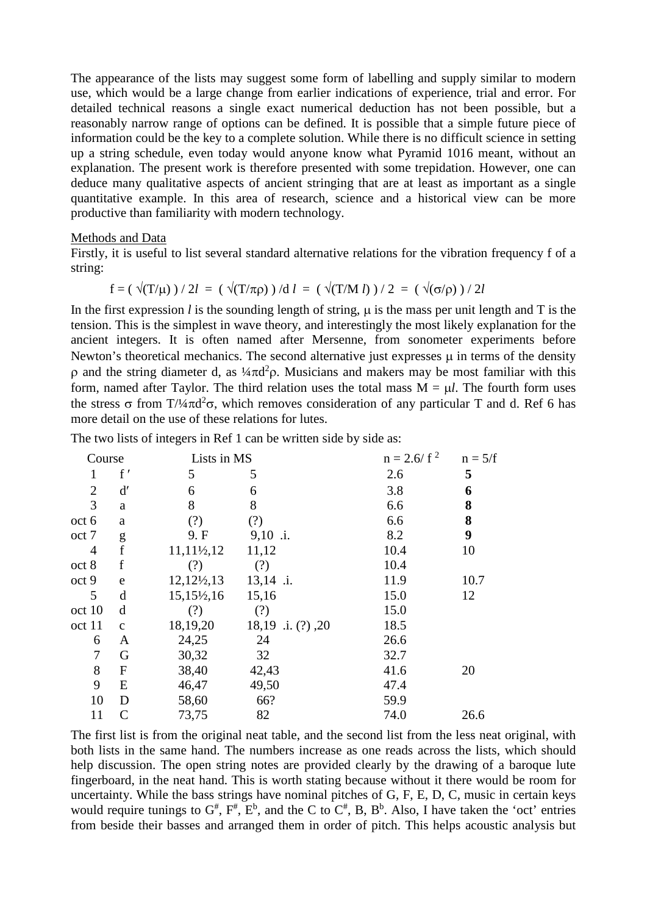The appearance of the lists may suggest some form of labelling and supply similar to modern use, which would be a large change from earlier indications of experience, trial and error. For detailed technical reasons a single exact numerical deduction has not been possible, but a reasonably narrow range of options can be defined. It is possible that a simple future piece of information could be the key to a complete solution. While there is no difficult science in setting up a string schedule, even today would anyone know what Pyramid 1016 meant, without an explanation. The present work is therefore presented with some trepidation. However, one can deduce many qualitative aspects of ancient stringing that are at least as important as a single quantitative example. In this area of research, science and a historical view can be more productive than familiarity with modern technology.

Methods and Data

Firstly, it is useful to list several standard alternative relations for the vibration frequency f of a string:

$$f = ( \sqrt{(T/\mu)} ) / 2l \; = \; ( \sqrt{(T/\pi\rho)} ) / d \, l \; = \; ( \sqrt{(T/M\, l)} ) / 2 \; = \; ( \sqrt{(\sigma/\rho)} ) / 2l$$

In the first expression $l$ is the sounding length of string, $\mu$ is the mass per unit length and T is the tension. This is the simplest in wave theory, and interestingly the most likely explanation for the ancient integers. It is often named after Mersenne, from sonometer experiments before Newton's theoretical mechanics. The second alternative just expresses $\mu$ in terms of the density $\rho$ and the string diameter d, as $\frac{1}{4}\pi d^2\rho$. Musicians and makers may be most familiar with this form, named after Taylor. The third relation uses the total mass $M = \mu l$. The fourth form uses the stress $\sigma$ from $T/\frac{1}{4}\pi d^2\sigma$, which removes consideration of any particular T and d. Ref 6 has more detail on the use of these relations for lutes.

The two lists of integers in Ref 1 can be written side by side as:

| Course | | Lists in MS | | $n = 2.6/ f^2$ | $n = 5/f$ |
|---|---|---|---|---|---|
| 1 | f′ | 5 | 5 | 2.6 | **5** |
| 2 | d′ | 6 | 6 | 3.8 | **6** |
| 3 | a | 8 | 8 | 6.6 | **8** |
| oct 6 | a | (?) | (?) | 6.6 | **8** |
| oct 7 | g | 9. F | 9,10 .i. | 8.2 | **9** |
| 4 | f | 11,11½,12 | 11,12 | 10.4 | 10 |
| oct 8 | f | (?) | (?) | 10.4 | |
| oct 9 | e | 12,12½,13 | 13,14 .i. | 11.9 | 10.7 |
| 5 | d | 15,15½,16 | 15,16 | 15.0 | 12 |
| oct 10 | d | (?) | (?) | 15.0 | |
| oct 11 | c | 18,19,20 | 18,19 .i. (?) ,20 | 18.5 | |
| 6 | A | 24,25 | 24 | 26.6 | |
| 7 | G | 30,32 | 32 | 32.7 | |
| 8 | F | 38,40 | 42,43 | 41.6 | 20 |
| 9 | E | 46,47 | 49,50 | 47.4 | |
| 10 | D | 58,60 | 66? | 59.9 | |
| 11 | C | 73,75 | 82 | 74.0 | 26.6 |

The first list is from the original neat table, and the second list from the less neat original, with both lists in the same hand. The numbers increase as one reads across the lists, which should help discussion. The open string notes are provided clearly by the drawing of a baroque lute fingerboard, in the neat hand. This is worth stating because without it there would be room for uncertainty. While the bass strings have nominal pitches of G, F, E, D, C, music in certain keys would require tunings to G#, F#, Eb, and the C to C#, B, Bb. Also, I have taken the 'oct' entries from beside their basses and arranged them in order of pitch. This helps acoustic analysis but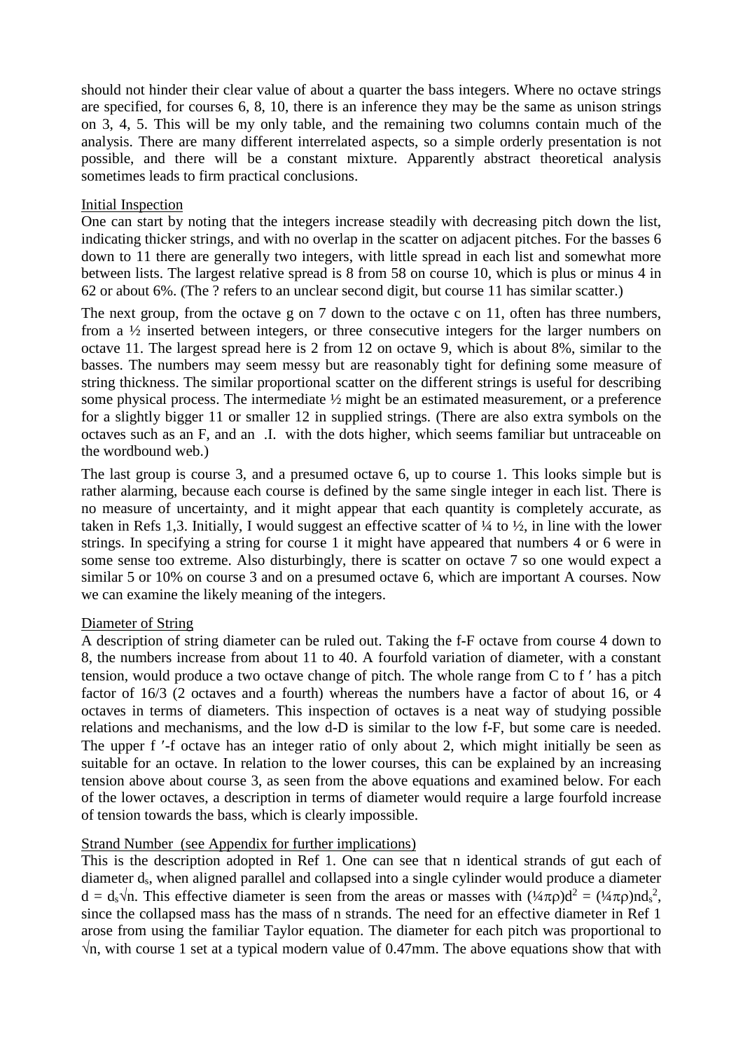should not hinder their clear value of about a quarter the bass integers. Where no octave strings are specified, for courses 6, 8, 10, there is an inference they may be the same as unison strings on 3, 4, 5. This will be my only table, and the remaining two columns contain much of the analysis. There are many different interrelated aspects, so a simple orderly presentation is not possible, and there will be a constant mixture. Apparently abstract theoretical analysis sometimes leads to firm practical conclusions.

## Initial Inspection

One can start by noting that the integers increase steadily with decreasing pitch down the list, indicating thicker strings, and with no overlap in the scatter on adjacent pitches. For the basses 6 down to 11 there are generally two integers, with little spread in each list and somewhat more between lists. The largest relative spread is 8 from 58 on course 10, which is plus or minus 4 in 62 or about 6%. (The ? refers to an unclear second digit, but course 11 has similar scatter.)

The next group, from the octave g on 7 down to the octave c on 11, often has three numbers, from a ½ inserted between integers, or three consecutive integers for the larger numbers on octave 11. The largest spread here is 2 from 12 on octave 9, which is about 8%, similar to the basses. The numbers may seem messy but are reasonably tight for defining some measure of string thickness. The similar proportional scatter on the different strings is useful for describing some physical process. The intermediate ½ might be an estimated measurement, or a preference for a slightly bigger 11 or smaller 12 in supplied strings. (There are also extra symbols on the octaves such as an F, and an .I. with the dots higher, which seems familiar but untraceable on the wordbound web.)

The last group is course 3, and a presumed octave 6, up to course 1. This looks simple but is rather alarming, because each course is defined by the same single integer in each list. There is no measure of uncertainty, and it might appear that each quantity is completely accurate, as taken in Refs 1,3. Initially, I would suggest an effective scatter of ¼ to ½, in line with the lower strings. In specifying a string for course 1 it might have appeared that numbers 4 or 6 were in some sense too extreme. Also disturbingly, there is scatter on octave 7 so one would expect a similar 5 or 10% on course 3 and on a presumed octave 6, which are important A courses. Now we can examine the likely meaning of the integers.

## Diameter of String

A description of string diameter can be ruled out. Taking the f-F octave from course 4 down to 8, the numbers increase from about 11 to 40. A fourfold variation of diameter, with a constant tension, would produce a two octave change of pitch. The whole range from C to f ′ has a pitch factor of 16/3 (2 octaves and a fourth) whereas the numbers have a factor of about 16, or 4 octaves in terms of diameters. This inspection of octaves is a neat way of studying possible relations and mechanisms, and the low d-D is similar to the low f-F, but some care is needed. The upper f ′-f octave has an integer ratio of only about 2, which might initially be seen as suitable for an octave. In relation to the lower courses, this can be explained by an increasing tension above about course 3, as seen from the above equations and examined below. For each of the lower octaves, a description in terms of diameter would require a large fourfold increase of tension towards the bass, which is clearly impossible.

## Strand Number (see Appendix for further implications)

This is the description adopted in Ref 1. One can see that n identical strands of gut each of diameter $d_s$, when aligned parallel and collapsed into a single cylinder would produce a diameter $d = d_s\sqrt{n}$. This effective diameter is seen from the areas or masses with $(\frac{1}{4}\pi\rho)d^2 = (\frac{1}{4}\pi\rho)nd_s^2$, since the collapsed mass has the mass of n strands. The need for an effective diameter in Ref 1 arose from using the familiar Taylor equation. The diameter for each pitch was proportional to $\sqrt{n}$, with course 1 set at a typical modern value of 0.47mm. The above equations show that with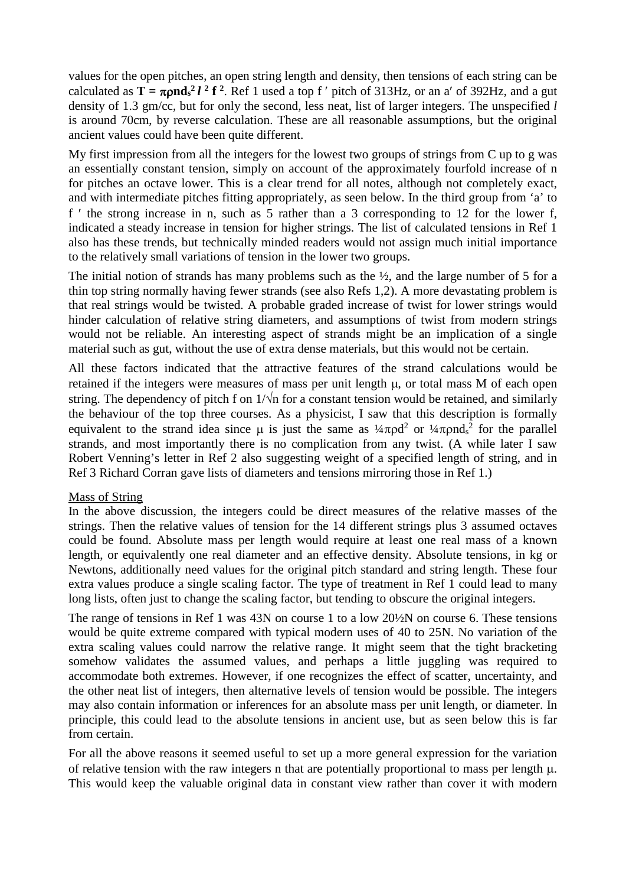values for the open pitches, an open string length and density, then tensions of each string can be calculated as $\mathbf{T = \pi\rho n d_s^2 \mathit{l}^2 f^2}$. Ref 1 used a top f ′ pitch of 313Hz, or an a′ of 392Hz, and a gut density of 1.3 gm/cc, but for only the second, less neat, list of larger integers. The unspecified *l* is around 70cm, by reverse calculation. These are all reasonable assumptions, but the original ancient values could have been quite different.

My first impression from all the integers for the lowest two groups of strings from C up to g was an essentially constant tension, simply on account of the approximately fourfold increase of n for pitches an octave lower. This is a clear trend for all notes, although not completely exact, and with intermediate pitches fitting appropriately, as seen below. In the third group from 'a' to f ′ the strong increase in n, such as 5 rather than a 3 corresponding to 12 for the lower f, indicated a steady increase in tension for higher strings. The list of calculated tensions in Ref 1 also has these trends, but technically minded readers would not assign much initial importance to the relatively small variations of tension in the lower two groups.

The initial notion of strands has many problems such as the ½, and the large number of 5 for a thin top string normally having fewer strands (see also Refs 1,2). A more devastating problem is that real strings would be twisted. A probable graded increase of twist for lower strings would hinder calculation of relative string diameters, and assumptions of twist from modern strings would not be reliable. An interesting aspect of strands might be an implication of a single material such as gut, without the use of extra dense materials, but this would not be certain.

All these factors indicated that the attractive features of the strand calculations would be retained if the integers were measures of mass per unit length $\mu$, or total mass M of each open string. The dependency of pitch f on $1/\sqrt{n}$ for a constant tension would be retained, and similarly the behaviour of the top three courses. As a physicist, I saw that this description is formally equivalent to the strand idea since $\mu$ is just the same as $\frac{1}{4}\pi\rho d^2$ or $\frac{1}{4}\pi\rho n d_s^2$ for the parallel strands, and most importantly there is no complication from any twist. (A while later I saw Robert Venning's letter in Ref 2 also suggesting weight of a specified length of string, and in Ref 3 Richard Corran gave lists of diameters and tensions mirroring those in Ref 1.)

## Mass of String

In the above discussion, the integers could be direct measures of the relative masses of the strings. Then the relative values of tension for the 14 different strings plus 3 assumed octaves could be found. Absolute mass per length would require at least one real mass of a known length, or equivalently one real diameter and an effective density. Absolute tensions, in kg or Newtons, additionally need values for the original pitch standard and string length. These four extra values produce a single scaling factor. The type of treatment in Ref 1 could lead to many long lists, often just to change the scaling factor, but tending to obscure the original integers.

The range of tensions in Ref 1 was 43N on course 1 to a low 20½N on course 6. These tensions would be quite extreme compared with typical modern uses of 40 to 25N. No variation of the extra scaling values could narrow the relative range. It might seem that the tight bracketing somehow validates the assumed values, and perhaps a little juggling was required to accommodate both extremes. However, if one recognizes the effect of scatter, uncertainty, and the other neat list of integers, then alternative levels of tension would be possible. The integers may also contain information or inferences for an absolute mass per unit length, or diameter. In principle, this could lead to the absolute tensions in ancient use, but as seen below this is far from certain.

For all the above reasons it seemed useful to set up a more general expression for the variation of relative tension with the raw integers n that are potentially proportional to mass per length $\mu$. This would keep the valuable original data in constant view rather than cover it with modern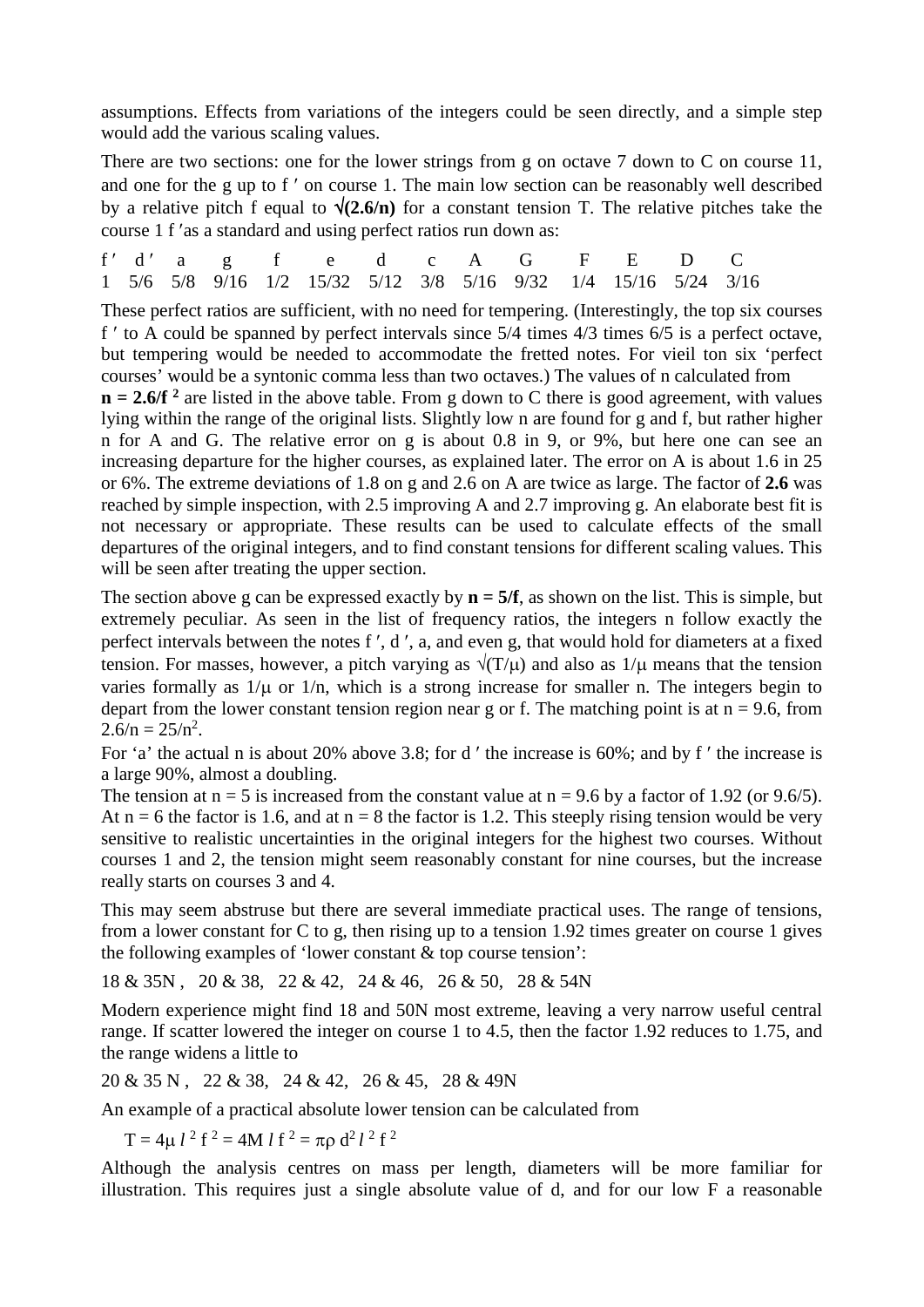assumptions. Effects from variations of the integers could be seen directly, and a simple step would add the various scaling values.

There are two sections: one for the lower strings from g on octave 7 down to C on course 11, and one for the g up to f ′ on course 1. The main low section can be reasonably well described by a relative pitch f equal to **$\sqrt{(2.6/n)}$** for a constant tension T. The relative pitches take the course 1 f ′as a standard and using perfect ratios run down as:

| f ′ | d ′ | a | g | f | e | d | c | A | G | F | E | D | C |
|---|---|---|---|---|---|---|---|---|---|---|---|---|---|
| 1 | 5/6 | 5/8 | 9/16 | 1/2 | 15/32 | 5/12 | 3/8 | 5/16 | 9/32 | 1/4 | 15/16 | 5/24 | 3/16 |

These perfect ratios are sufficient, with no need for tempering. (Interestingly, the top six courses f ′ to A could be spanned by perfect intervals since 5/4 times 4/3 times 6/5 is a perfect octave, but tempering would be needed to accommodate the fretted notes. For vieil ton six 'perfect courses' would be a syntonic comma less than two octaves.) The values of n calculated from **$n = 2.6/f^2$** are listed in the above table. From g down to C there is good agreement, with values lying within the range of the original lists. Slightly low n are found for g and f, but rather higher n for A and G. The relative error on g is about 0.8 in 9, or 9%, but here one can see an increasing departure for the higher courses, as explained later. The error on A is about 1.6 in 25 or 6%. The extreme deviations of 1.8 on g and 2.6 on A are twice as large. The factor of **2.6** was reached by simple inspection, with 2.5 improving A and 2.7 improving g. An elaborate best fit is not necessary or appropriate. These results can be used to calculate effects of the small departures of the original integers, and to find constant tensions for different scaling values. This will be seen after treating the upper section.

The section above g can be expressed exactly by **$n = 5/f$**, as shown on the list. This is simple, but extremely peculiar. As seen in the list of frequency ratios, the integers n follow exactly the perfect intervals between the notes f ′, d ′, a, and even g, that would hold for diameters at a fixed tension. For masses, however, a pitch varying as $\sqrt{(T/\mu)}$ and also as $1/\mu$ means that the tension varies formally as $1/\mu$ or $1/n$, which is a strong increase for smaller n. The integers begin to depart from the lower constant tension region near g or f. The matching point is at n = 9.6, from $2.6/n = 25/n^2$.

For 'a' the actual n is about 20% above 3.8; for d ′ the increase is 60%; and by f ′ the increase is a large 90%, almost a doubling.

The tension at n = 5 is increased from the constant value at n = 9.6 by a factor of 1.92 (or 9.6/5). At n = 6 the factor is 1.6, and at n = 8 the factor is 1.2. This steeply rising tension would be very sensitive to realistic uncertainties in the original integers for the highest two courses. Without courses 1 and 2, the tension might seem reasonably constant for nine courses, but the increase really starts on courses 3 and 4.

This may seem abstruse but there are several immediate practical uses. The range of tensions, from a lower constant for C to g, then rising up to a tension 1.92 times greater on course 1 gives the following examples of 'lower constant & top course tension':

18 & 35N , 20 & 38, 22 & 42, 24 & 46, 26 & 50, 28 & 54N

Modern experience might find 18 and 50N most extreme, leaving a very narrow useful central range. If scatter lowered the integer on course 1 to 4.5, then the factor 1.92 reduces to 1.75, and the range widens a little to

20 & 35 N , 22 & 38, 24 & 42, 26 & 45, 28 & 49N

An example of a practical absolute lower tension can be calculated from

$$T = 4\mu\, l^2 f^2 = 4M\, l\, f^2 = \pi\rho\, d^2 l^2 f^2$$

Although the analysis centres on mass per length, diameters will be more familiar for illustration. This requires just a single absolute value of d, and for our low F a reasonable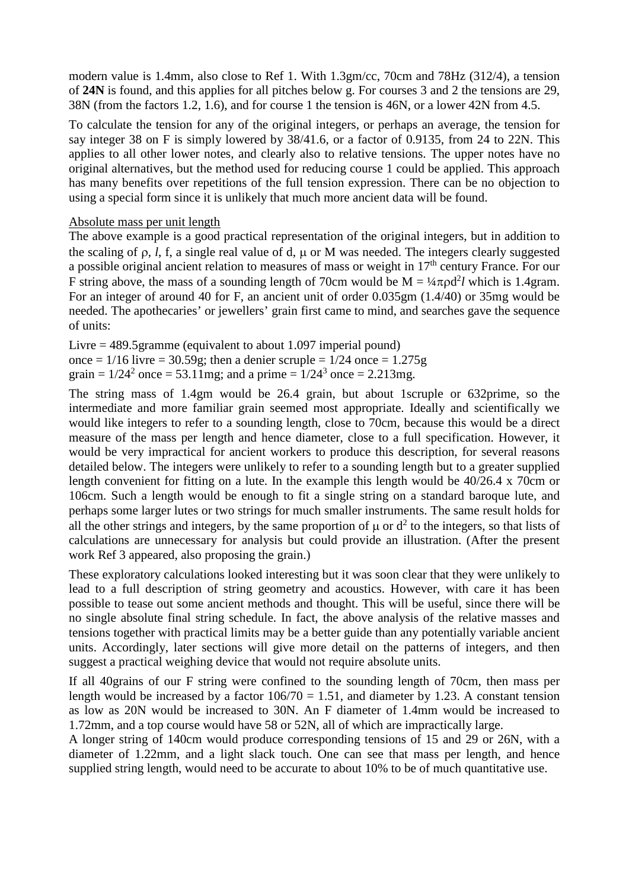modern value is 1.4mm, also close to Ref 1. With 1.3gm/cc, 70cm and 78Hz (312/4), a tension of **24N** is found, and this applies for all pitches below g. For courses 3 and 2 the tensions are 29, 38N (from the factors 1.2, 1.6), and for course 1 the tension is 46N, or a lower 42N from 4.5.

To calculate the tension for any of the original integers, or perhaps an average, the tension for say integer 38 on F is simply lowered by 38/41.6, or a factor of 0.9135, from 24 to 22N. This applies to all other lower notes, and clearly also to relative tensions. The upper notes have no original alternatives, but the method used for reducing course 1 could be applied. This approach has many benefits over repetitions of the full tension expression. There can be no objection to using a special form since it is unlikely that much more ancient data will be found.

Absolute mass per unit length

The above example is a good practical representation of the original integers, but in addition to the scaling of $\rho$, $l$, f, a single real value of d, $\mu$ or M was needed. The integers clearly suggested a possible original ancient relation to measures of mass or weight in 17th century France. For our F string above, the mass of a sounding length of 70cm would be $M = \frac{1}{4}\pi\rho d^2 l$ which is 1.4gram. For an integer of around 40 for F, an ancient unit of order 0.035gm (1.4/40) or 35mg would be needed. The apothecaries' or jewellers' grain first came to mind, and searches gave the sequence of units:

Livre = 489.5gramme (equivalent to about 1.097 imperial pound)
once = 1/16 livre = 30.59g; then a denier scruple = 1/24 once = 1.275g
grain = $1/24^2$ once = 53.11mg; and a prime = $1/24^3$ once = 2.213mg.

The string mass of 1.4gm would be 26.4 grain, but about 1scruple or 632prime, so the intermediate and more familiar grain seemed most appropriate. Ideally and scientifically we would like integers to refer to a sounding length, close to 70cm, because this would be a direct measure of the mass per length and hence diameter, close to a full specification. However, it would be very impractical for ancient workers to produce this description, for several reasons detailed below. The integers were unlikely to refer to a sounding length but to a greater supplied length convenient for fitting on a lute. In the example this length would be 40/26.4 x 70cm or 106cm. Such a length would be enough to fit a single string on a standard baroque lute, and perhaps some larger lutes or two strings for much smaller instruments. The same result holds for all the other strings and integers, by the same proportion of $\mu$ or $d^2$ to the integers, so that lists of calculations are unnecessary for analysis but could provide an illustration. (After the present work Ref 3 appeared, also proposing the grain.)

These exploratory calculations looked interesting but it was soon clear that they were unlikely to lead to a full description of string geometry and acoustics. However, with care it has been possible to tease out some ancient methods and thought. This will be useful, since there will be no single absolute final string schedule. In fact, the above analysis of the relative masses and tensions together with practical limits may be a better guide than any potentially variable ancient units. Accordingly, later sections will give more detail on the patterns of integers, and then suggest a practical weighing device that would not require absolute units.

If all 40grains of our F string were confined to the sounding length of 70cm, then mass per length would be increased by a factor 106/70 = 1.51, and diameter by 1.23. A constant tension as low as 20N would be increased to 30N. An F diameter of 1.4mm would be increased to 1.72mm, and a top course would have 58 or 52N, all of which are impractically large.

A longer string of 140cm would produce corresponding tensions of 15 and 29 or 26N, with a diameter of 1.22mm, and a light slack touch. One can see that mass per length, and hence supplied string length, would need to be accurate to about 10% to be of much quantitative use.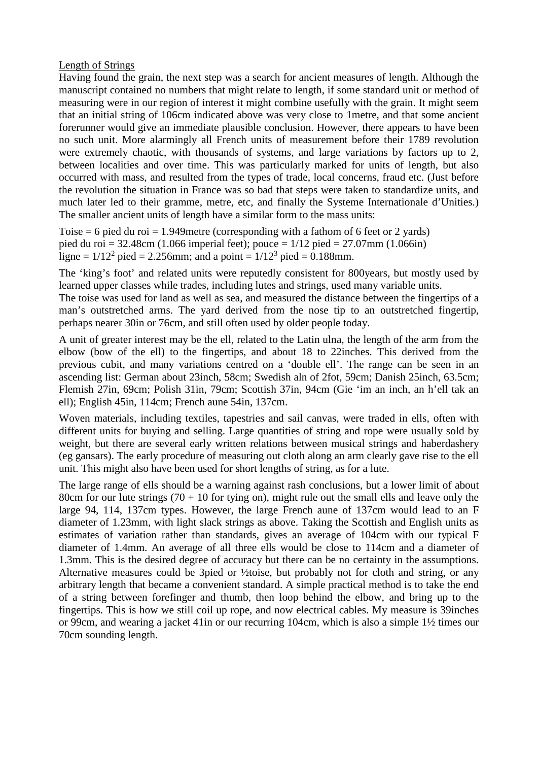Length of Strings

Having found the grain, the next step was a search for ancient measures of length. Although the manuscript contained no numbers that might relate to length, if some standard unit or method of measuring were in our region of interest it might combine usefully with the grain. It might seem that an initial string of 106cm indicated above was very close to 1metre, and that some ancient forerunner would give an immediate plausible conclusion. However, there appears to have been no such unit. More alarmingly all French units of measurement before their 1789 revolution were extremely chaotic, with thousands of systems, and large variations by factors up to 2, between localities and over time. This was particularly marked for units of length, but also occurred with mass, and resulted from the types of trade, local concerns, fraud etc. (Just before the revolution the situation in France was so bad that steps were taken to standardize units, and much later led to their gramme, metre, etc, and finally the Systeme Internationale d'Unities.) The smaller ancient units of length have a similar form to the mass units:

Toise = 6 pied du roi = 1.949metre (corresponding with a fathom of 6 feet or 2 yards)
pied du roi = 32.48cm (1.066 imperial feet); pouce = 1/12 pied = 27.07mm (1.066in)
ligne = $1/12^2$ pied = 2.256mm; and a point = $1/12^3$ pied = 0.188mm.

The 'king's foot' and related units were reputedly consistent for 800years, but mostly used by learned upper classes while trades, including lutes and strings, used many variable units.
The toise was used for land as well as sea, and measured the distance between the fingertips of a man's outstretched arms. The yard derived from the nose tip to an outstretched fingertip, perhaps nearer 30in or 76cm, and still often used by older people today.

A unit of greater interest may be the ell, related to the Latin ulna, the length of the arm from the elbow (bow of the ell) to the fingertips, and about 18 to 22inches. This derived from the previous cubit, and many variations centred on a 'double ell'. The range can be seen in an ascending list: German about 23inch, 58cm; Swedish aln of 2fot, 59cm; Danish 25inch, 63.5cm; Flemish 27in, 69cm; Polish 31in, 79cm; Scottish 37in, 94cm (Gie 'im an inch, an h'ell tak an ell); English 45in, 114cm; French aune 54in, 137cm.

Woven materials, including textiles, tapestries and sail canvas, were traded in ells, often with different units for buying and selling. Large quantities of string and rope were usually sold by weight, but there are several early written relations between musical strings and haberdashery (eg gansars). The early procedure of measuring out cloth along an arm clearly gave rise to the ell unit. This might also have been used for short lengths of string, as for a lute.

The large range of ells should be a warning against rash conclusions, but a lower limit of about 80cm for our lute strings (70 + 10 for tying on), might rule out the small ells and leave only the large 94, 114, 137cm types. However, the large French aune of 137cm would lead to an F diameter of 1.23mm, with light slack strings as above. Taking the Scottish and English units as estimates of variation rather than standards, gives an average of 104cm with our typical F diameter of 1.4mm. An average of all three ells would be close to 114cm and a diameter of 1.3mm. This is the desired degree of accuracy but there can be no certainty in the assumptions. Alternative measures could be 3pied or ½toise, but probably not for cloth and string, or any arbitrary length that became a convenient standard. A simple practical method is to take the end of a string between forefinger and thumb, then loop behind the elbow, and bring up to the fingertips. This is how we still coil up rope, and now electrical cables. My measure is 39inches or 99cm, and wearing a jacket 41in or our recurring 104cm, which is also a simple 1½ times our 70cm sounding length.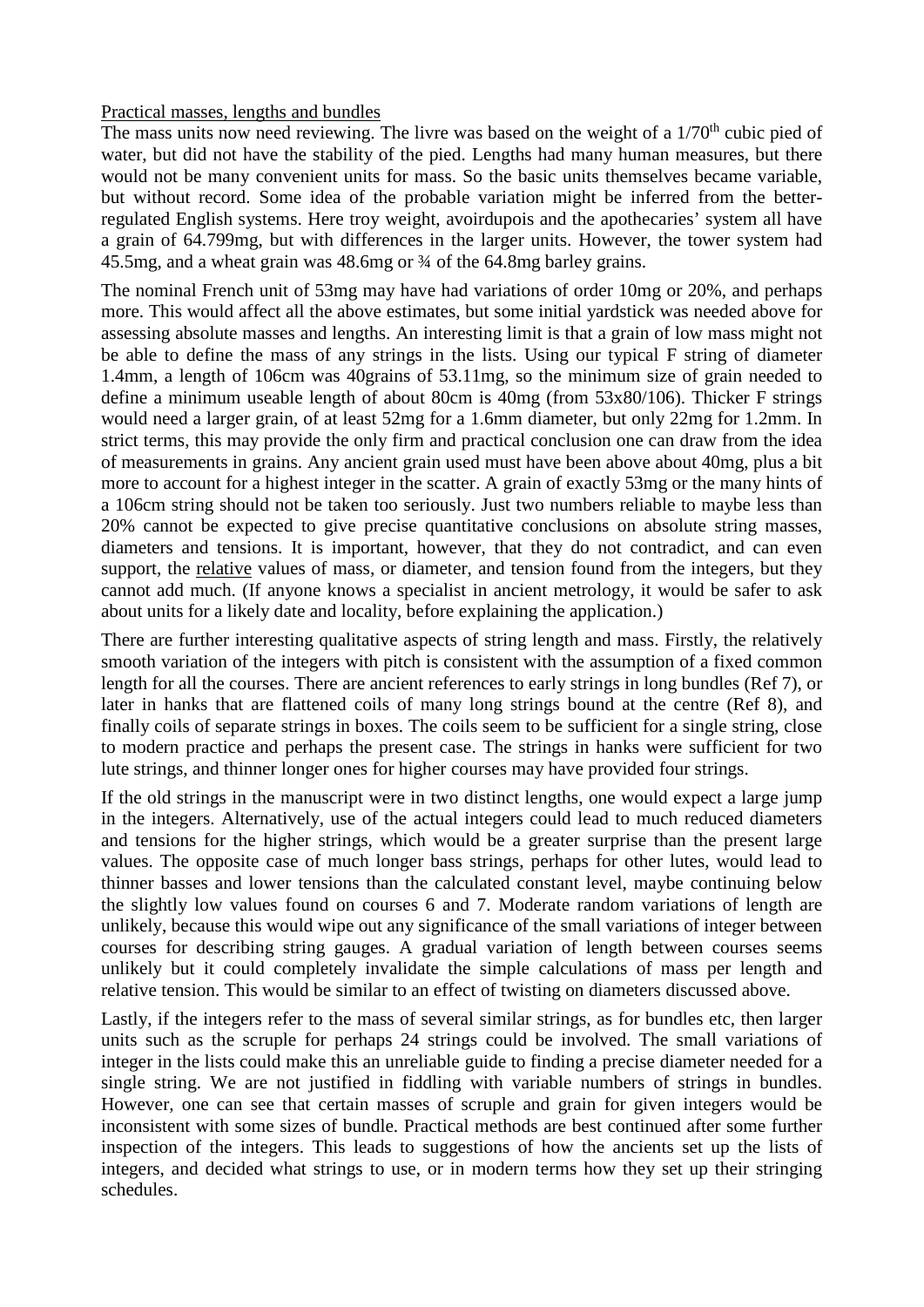Practical masses, lengths and bundles

The mass units now need reviewing. The livre was based on the weight of a 1/70th cubic pied of water, but did not have the stability of the pied. Lengths had many human measures, but there would not be many convenient units for mass. So the basic units themselves became variable, but without record. Some idea of the probable variation might be inferred from the better-regulated English systems. Here troy weight, avoirdupois and the apothecaries' system all have a grain of 64.799mg, but with differences in the larger units. However, the tower system had 45.5mg, and a wheat grain was 48.6mg or ¾ of the 64.8mg barley grains.

The nominal French unit of 53mg may have had variations of order 10mg or 20%, and perhaps more. This would affect all the above estimates, but some initial yardstick was needed above for assessing absolute masses and lengths. An interesting limit is that a grain of low mass might not be able to define the mass of any strings in the lists. Using our typical F string of diameter 1.4mm, a length of 106cm was 40grains of 53.11mg, so the minimum size of grain needed to define a minimum useable length of about 80cm is 40mg (from 53x80/106). Thicker F strings would need a larger grain, of at least 52mg for a 1.6mm diameter, but only 22mg for 1.2mm. In strict terms, this may provide the only firm and practical conclusion one can draw from the idea of measurements in grains. Any ancient grain used must have been above about 40mg, plus a bit more to account for a highest integer in the scatter. A grain of exactly 53mg or the many hints of a 106cm string should not be taken too seriously. Just two numbers reliable to maybe less than 20% cannot be expected to give precise quantitative conclusions on absolute string masses, diameters and tensions. It is important, however, that they do not contradict, and can even support, the relative values of mass, or diameter, and tension found from the integers, but they cannot add much. (If anyone knows a specialist in ancient metrology, it would be safer to ask about units for a likely date and locality, before explaining the application.)

There are further interesting qualitative aspects of string length and mass. Firstly, the relatively smooth variation of the integers with pitch is consistent with the assumption of a fixed common length for all the courses. There are ancient references to early strings in long bundles (Ref 7), or later in hanks that are flattened coils of many long strings bound at the centre (Ref 8), and finally coils of separate strings in boxes. The coils seem to be sufficient for a single string, close to modern practice and perhaps the present case. The strings in hanks were sufficient for two lute strings, and thinner longer ones for higher courses may have provided four strings.

If the old strings in the manuscript were in two distinct lengths, one would expect a large jump in the integers. Alternatively, use of the actual integers could lead to much reduced diameters and tensions for the higher strings, which would be a greater surprise than the present large values. The opposite case of much longer bass strings, perhaps for other lutes, would lead to thinner basses and lower tensions than the calculated constant level, maybe continuing below the slightly low values found on courses 6 and 7. Moderate random variations of length are unlikely, because this would wipe out any significance of the small variations of integer between courses for describing string gauges. A gradual variation of length between courses seems unlikely but it could completely invalidate the simple calculations of mass per length and relative tension. This would be similar to an effect of twisting on diameters discussed above.

Lastly, if the integers refer to the mass of several similar strings, as for bundles etc, then larger units such as the scruple for perhaps 24 strings could be involved. The small variations of integer in the lists could make this an unreliable guide to finding a precise diameter needed for a single string. We are not justified in fiddling with variable numbers of strings in bundles. However, one can see that certain masses of scruple and grain for given integers would be inconsistent with some sizes of bundle. Practical methods are best continued after some further inspection of the integers. This leads to suggestions of how the ancients set up the lists of integers, and decided what strings to use, or in modern terms how they set up their stringing schedules.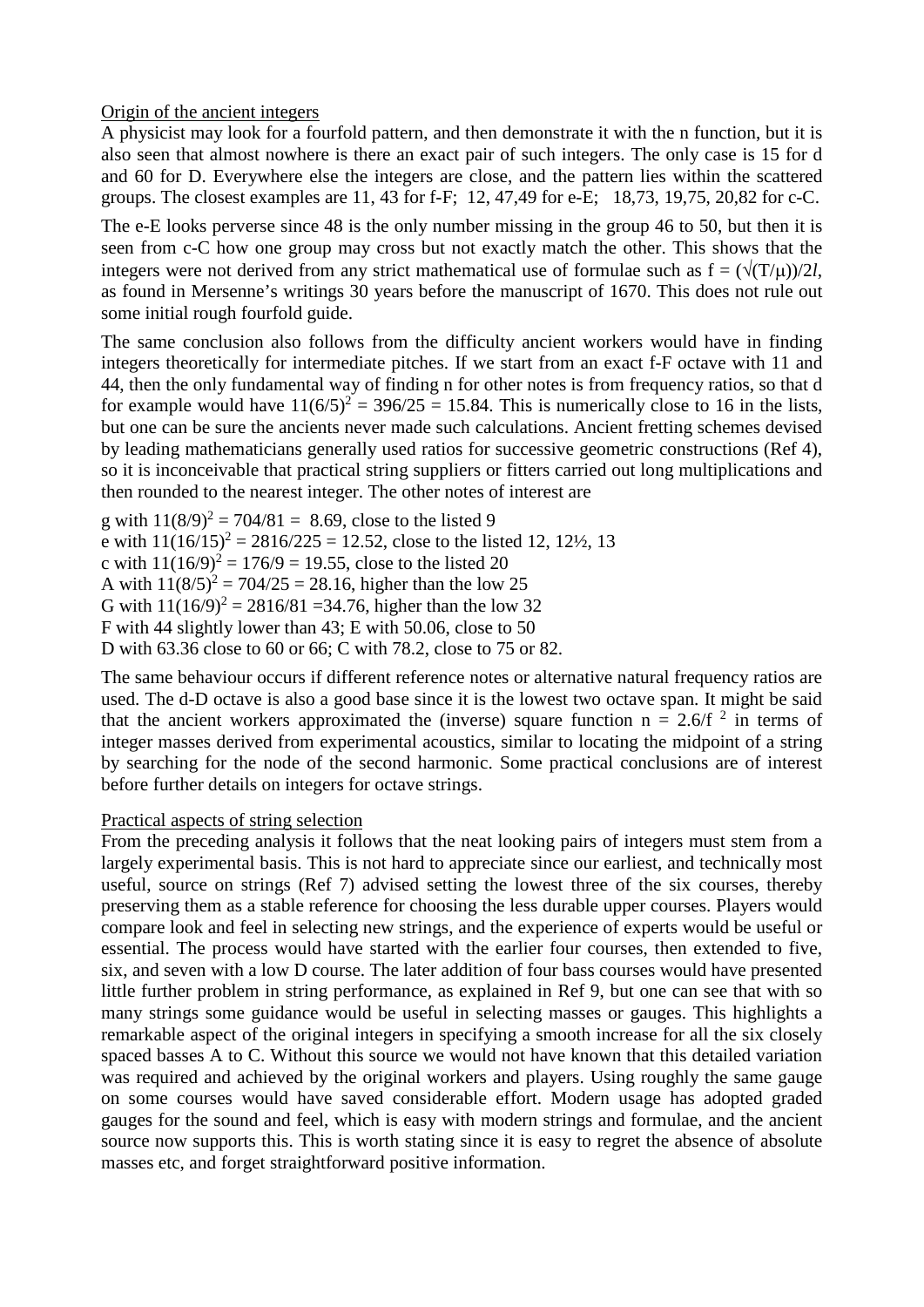Origin of the ancient integers

A physicist may look for a fourfold pattern, and then demonstrate it with the n function, but it is also seen that almost nowhere is there an exact pair of such integers. The only case is 15 for d and 60 for D. Everywhere else the integers are close, and the pattern lies within the scattered groups. The closest examples are 11, 43 for f-F; 12, 47,49 for e-E; 18,73, 19,75, 20,82 for c-C.

The e-E looks perverse since 48 is the only number missing in the group 46 to 50, but then it is seen from c-C how one group may cross but not exactly match the other. This shows that the integers were not derived from any strict mathematical use of formulae such as $f = (\sqrt{(T/\mu)})/2l$, as found in Mersenne's writings 30 years before the manuscript of 1670. This does not rule out some initial rough fourfold guide.

The same conclusion also follows from the difficulty ancient workers would have in finding integers theoretically for intermediate pitches. If we start from an exact f-F octave with 11 and 44, then the only fundamental way of finding n for other notes is from frequency ratios, so that d for example would have $11(6/5)^2 = 396/25 = 15.84$. This is numerically close to 16 in the lists, but one can be sure the ancients never made such calculations. Ancient fretting schemes devised by leading mathematicians generally used ratios for successive geometric constructions (Ref 4), so it is inconceivable that practical string suppliers or fitters carried out long multiplications and then rounded to the nearest integer. The other notes of interest are

g with $11(8/9)^2 = 704/81 = 8.69$, close to the listed 9
e with $11(16/15)^2 = 2816/225 = 12.52$, close to the listed 12, 12½, 13
c with $11(16/9)^2 = 176/9 = 19.55$, close to the listed 20
A with $11(8/5)^2 = 704/25 = 28.16$, higher than the low 25
G with $11(16/9)^2 = 2816/81 = 34.76$, higher than the low 32
F with 44 slightly lower than 43; E with 50.06, close to 50
D with 63.36 close to 60 or 66; C with 78.2, close to 75 or 82.

The same behaviour occurs if different reference notes or alternative natural frequency ratios are used. The d-D octave is also a good base since it is the lowest two octave span. It might be said that the ancient workers approximated the (inverse) square function $n = 2.6/f^2$ in terms of integer masses derived from experimental acoustics, similar to locating the midpoint of a string by searching for the node of the second harmonic. Some practical conclusions are of interest before further details on integers for octave strings.

Practical aspects of string selection

From the preceding analysis it follows that the neat looking pairs of integers must stem from a largely experimental basis. This is not hard to appreciate since our earliest, and technically most useful, source on strings (Ref 7) advised setting the lowest three of the six courses, thereby preserving them as a stable reference for choosing the less durable upper courses. Players would compare look and feel in selecting new strings, and the experience of experts would be useful or essential. The process would have started with the earlier four courses, then extended to five, six, and seven with a low D course. The later addition of four bass courses would have presented little further problem in string performance, as explained in Ref 9, but one can see that with so many strings some guidance would be useful in selecting masses or gauges. This highlights a remarkable aspect of the original integers in specifying a smooth increase for all the six closely spaced basses A to C. Without this source we would not have known that this detailed variation was required and achieved by the original workers and players. Using roughly the same gauge on some courses would have saved considerable effort. Modern usage has adopted graded gauges for the sound and feel, which is easy with modern strings and formulae, and the ancient source now supports this. This is worth stating since it is easy to regret the absence of absolute masses etc, and forget straightforward positive information.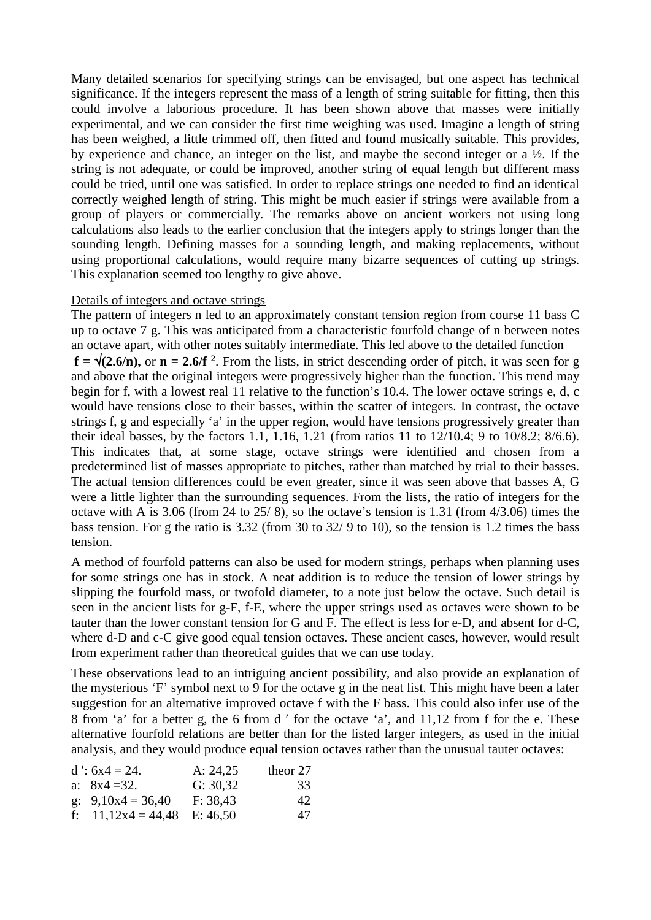Many detailed scenarios for specifying strings can be envisaged, but one aspect has technical significance. If the integers represent the mass of a length of string suitable for fitting, then this could involve a laborious procedure. It has been shown above that masses were initially experimental, and we can consider the first time weighing was used. Imagine a length of string has been weighed, a little trimmed off, then fitted and found musically suitable. This provides, by experience and chance, an integer on the list, and maybe the second integer or a ½. If the string is not adequate, or could be improved, another string of equal length but different mass could be tried, until one was satisfied. In order to replace strings one needed to find an identical correctly weighed length of string. This might be much easier if strings were available from a group of players or commercially. The remarks above on ancient workers not using long calculations also leads to the earlier conclusion that the integers apply to strings longer than the sounding length. Defining masses for a sounding length, and making replacements, without using proportional calculations, would require many bizarre sequences of cutting up strings. This explanation seemed too lengthy to give above.

Details of integers and octave strings

The pattern of integers n led to an approximately constant tension region from course 11 bass C up to octave 7 g. This was anticipated from a characteristic fourfold change of n between notes an octave apart, with other notes suitably intermediate. This led above to the detailed function **$f = \sqrt{(2.6/n)}$,** or **$n = 2.6/f^2$**. From the lists, in strict descending order of pitch, it was seen for g and above that the original integers were progressively higher than the function. This trend may begin for f, with a lowest real 11 relative to the function's 10.4. The lower octave strings e, d, c would have tensions close to their basses, within the scatter of integers. In contrast, the octave strings f, g and especially 'a' in the upper region, would have tensions progressively greater than their ideal basses, by the factors 1.1, 1.16, 1.21 (from ratios 11 to 12/10.4; 9 to 10/8.2; 8/6.6). This indicates that, at some stage, octave strings were identified and chosen from a predetermined list of masses appropriate to pitches, rather than matched by trial to their basses. The actual tension differences could be even greater, since it was seen above that basses A, G were a little lighter than the surrounding sequences. From the lists, the ratio of integers for the octave with A is 3.06 (from 24 to 25/ 8), so the octave's tension is 1.31 (from 4/3.06) times the bass tension. For g the ratio is 3.32 (from 30 to 32/ 9 to 10), so the tension is 1.2 times the bass tension.

A method of fourfold patterns can also be used for modern strings, perhaps when planning uses for some strings one has in stock. A neat addition is to reduce the tension of lower strings by slipping the fourfold mass, or twofold diameter, to a note just below the octave. Such detail is seen in the ancient lists for g-F, f-E, where the upper strings used as octaves were shown to be tauter than the lower constant tension for G and F. The effect is less for e-D, and absent for d-C, where d-D and c-C give good equal tension octaves. These ancient cases, however, would result from experiment rather than theoretical guides that we can use today.

These observations lead to an intriguing ancient possibility, and also provide an explanation of the mysterious 'F' symbol next to 9 for the octave g in the neat list. This might have been a later suggestion for an alternative improved octave f with the F bass. This could also infer use of the 8 from 'a' for a better g, the 6 from d ′ for the octave 'a', and 11,12 from f for the e. These alternative fourfold relations are better than for the listed larger integers, as used in the initial analysis, and they would produce equal tension octaves rather than the unusual tauter octaves:

| | | |
|---|---|---|
| d ′: 6x4 = 24. | A: 24,25 | theor 27 |
| a: 8x4 =32. | G: 30,32 | 33 |
| g: 9,10x4 = 36,40 | F: 38,43 | 42 |
| f: 11,12x4 = 44,48 | E: 46,50 | 47 |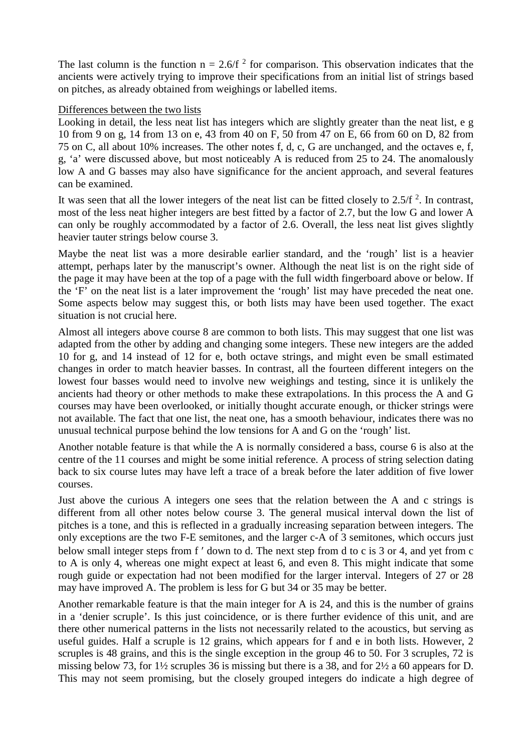The last column is the function $n = 2.6/f^2$ for comparison. This observation indicates that the ancients were actively trying to improve their specifications from an initial list of strings based on pitches, as already obtained from weighings or labelled items.

Differences between the two lists

Looking in detail, the less neat list has integers which are slightly greater than the neat list, e g 10 from 9 on g, 14 from 13 on e, 43 from 40 on F, 50 from 47 on E, 66 from 60 on D, 82 from 75 on C, all about 10% increases. The other notes f, d, c, G are unchanged, and the octaves e, f, g, 'a' were discussed above, but most noticeably A is reduced from 25 to 24. The anomalously low A and G basses may also have significance for the ancient approach, and several features can be examined.

It was seen that all the lower integers of the neat list can be fitted closely to $2.5/f^2$. In contrast, most of the less neat higher integers are best fitted by a factor of 2.7, but the low G and lower A can only be roughly accommodated by a factor of 2.6. Overall, the less neat list gives slightly heavier tauter strings below course 3.

Maybe the neat list was a more desirable earlier standard, and the 'rough' list is a heavier attempt, perhaps later by the manuscript's owner. Although the neat list is on the right side of the page it may have been at the top of a page with the full width fingerboard above or below. If the 'F' on the neat list is a later improvement the 'rough' list may have preceded the neat one. Some aspects below may suggest this, or both lists may have been used together. The exact situation is not crucial here.

Almost all integers above course 8 are common to both lists. This may suggest that one list was adapted from the other by adding and changing some integers. These new integers are the added 10 for g, and 14 instead of 12 for e, both octave strings, and might even be small estimated changes in order to match heavier basses. In contrast, all the fourteen different integers on the lowest four basses would need to involve new weighings and testing, since it is unlikely the ancients had theory or other methods to make these extrapolations. In this process the A and G courses may have been overlooked, or initially thought accurate enough, or thicker strings were not available. The fact that one list, the neat one, has a smooth behaviour, indicates there was no unusual technical purpose behind the low tensions for A and G on the 'rough' list.

Another notable feature is that while the A is normally considered a bass, course 6 is also at the centre of the 11 courses and might be some initial reference. A process of string selection dating back to six course lutes may have left a trace of a break before the later addition of five lower courses.

Just above the curious A integers one sees that the relation between the A and c strings is different from all other notes below course 3. The general musical interval down the list of pitches is a tone, and this is reflected in a gradually increasing separation between integers. The only exceptions are the two F-E semitones, and the larger c-A of 3 semitones, which occurs just below small integer steps from f ′ down to d. The next step from d to c is 3 or 4, and yet from c to A is only 4, whereas one might expect at least 6, and even 8. This might indicate that some rough guide or expectation had not been modified for the larger interval. Integers of 27 or 28 may have improved A. The problem is less for G but 34 or 35 may be better.

Another remarkable feature is that the main integer for A is 24, and this is the number of grains in a 'denier scruple'. Is this just coincidence, or is there further evidence of this unit, and are there other numerical patterns in the lists not necessarily related to the acoustics, but serving as useful guides. Half a scruple is 12 grains, which appears for f and e in both lists. However, 2 scruples is 48 grains, and this is the single exception in the group 46 to 50. For 3 scruples, 72 is missing below 73, for 1½ scruples 36 is missing but there is a 38, and for 2½ a 60 appears for D. This may not seem promising, but the closely grouped integers do indicate a high degree of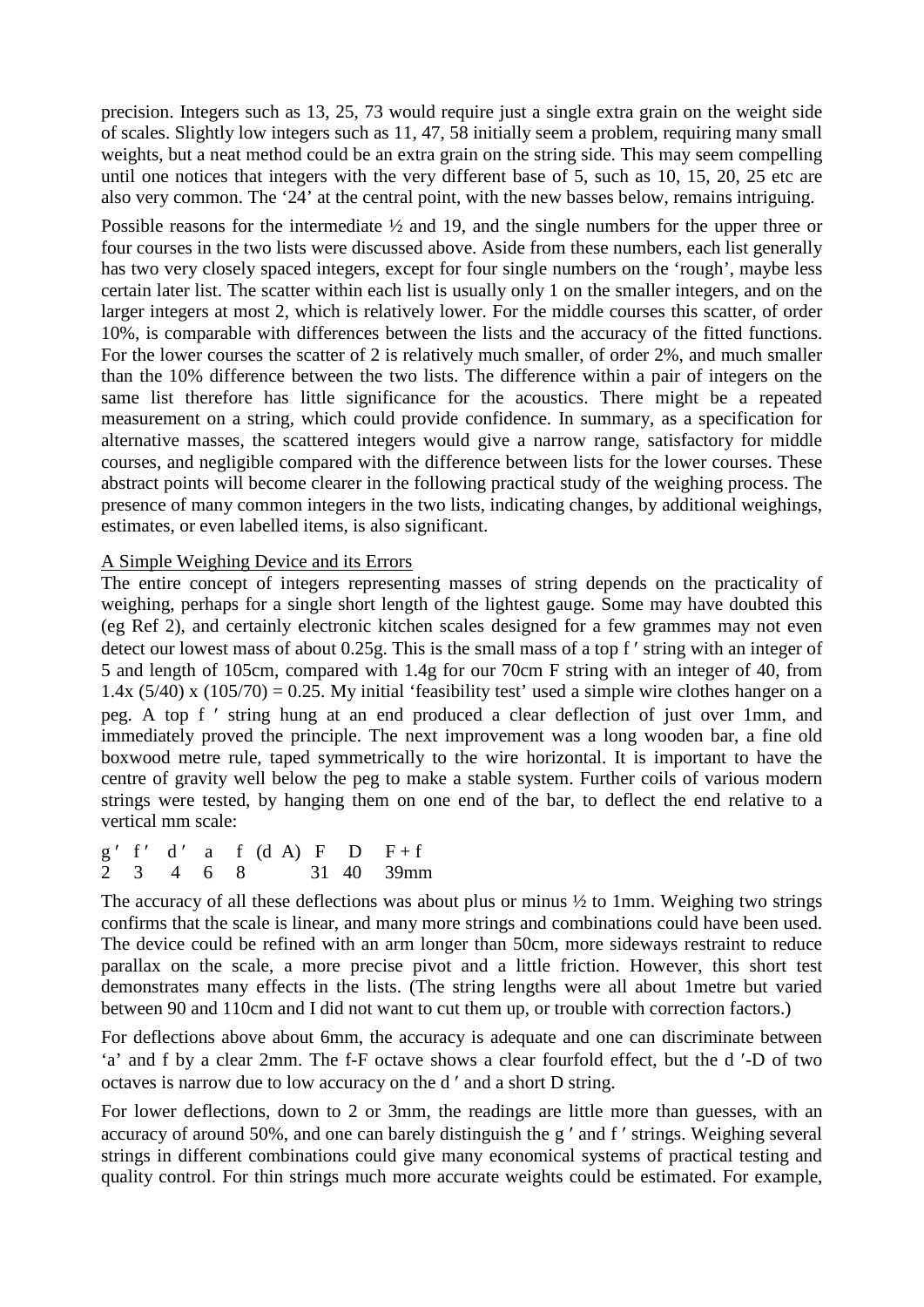precision. Integers such as 13, 25, 73 would require just a single extra grain on the weight side of scales. Slightly low integers such as 11, 47, 58 initially seem a problem, requiring many small weights, but a neat method could be an extra grain on the string side. This may seem compelling until one notices that integers with the very different base of 5, such as 10, 15, 20, 25 etc are also very common. The '24' at the central point, with the new basses below, remains intriguing.

Possible reasons for the intermediate ½ and 19, and the single numbers for the upper three or four courses in the two lists were discussed above. Aside from these numbers, each list generally has two very closely spaced integers, except for four single numbers on the 'rough', maybe less certain later list. The scatter within each list is usually only 1 on the smaller integers, and on the larger integers at most 2, which is relatively lower. For the middle courses this scatter, of order 10%, is comparable with differences between the lists and the accuracy of the fitted functions. For the lower courses the scatter of 2 is relatively much smaller, of order 2%, and much smaller than the 10% difference between the two lists. The difference within a pair of integers on the same list therefore has little significance for the acoustics. There might be a repeated measurement on a string, which could provide confidence. In summary, as a specification for alternative masses, the scattered integers would give a narrow range, satisfactory for middle courses, and negligible compared with the difference between lists for the lower courses. These abstract points will become clearer in the following practical study of the weighing process. The presence of many common integers in the two lists, indicating changes, by additional weighings, estimates, or even labelled items, is also significant.

<u>A Simple Weighing Device and its Errors</u>

The entire concept of integers representing masses of string depends on the practicality of weighing, perhaps for a single short length of the lightest gauge. Some may have doubted this (eg Ref 2), and certainly electronic kitchen scales designed for a few grammes may not even detect our lowest mass of about 0.25g. This is the small mass of a top f ′ string with an integer of 5 and length of 105cm, compared with 1.4g for our 70cm F string with an integer of 40, from 1.4x (5/40) x (105/70) = 0.25. My initial 'feasibility test' used a simple wire clothes hanger on a peg. A top f ′ string hung at an end produced a clear deflection of just over 1mm, and immediately proved the principle. The next improvement was a long wooden bar, a fine old boxwood metre rule, taped symmetrically to the wire horizontal. It is important to have the centre of gravity well below the peg to make a stable system. Further coils of various modern strings were tested, by hanging them on one end of the bar, to deflect the end relative to a vertical mm scale:

| g ′ | f ′ | d ′ | a | f | (d A) | F | D | F + f |
|---|---|---|---|---|---|---|---|---|
| 2 | 3 | 4 | 6 | 8 | | 31 | 40 | 39mm |

The accuracy of all these deflections was about plus or minus ½ to 1mm. Weighing two strings confirms that the scale is linear, and many more strings and combinations could have been used. The device could be refined with an arm longer than 50cm, more sideways restraint to reduce parallax on the scale, a more precise pivot and a little friction. However, this short test demonstrates many effects in the lists. (The string lengths were all about 1metre but varied between 90 and 110cm and I did not want to cut them up, or trouble with correction factors.)

For deflections above about 6mm, the accuracy is adequate and one can discriminate between 'a' and f by a clear 2mm. The f-F octave shows a clear fourfold effect, but the d ′-D of two octaves is narrow due to low accuracy on the d ′ and a short D string.

For lower deflections, down to 2 or 3mm, the readings are little more than guesses, with an accuracy of around 50%, and one can barely distinguish the g ′ and f ′ strings. Weighing several strings in different combinations could give many economical systems of practical testing and quality control. For thin strings much more accurate weights could be estimated. For example,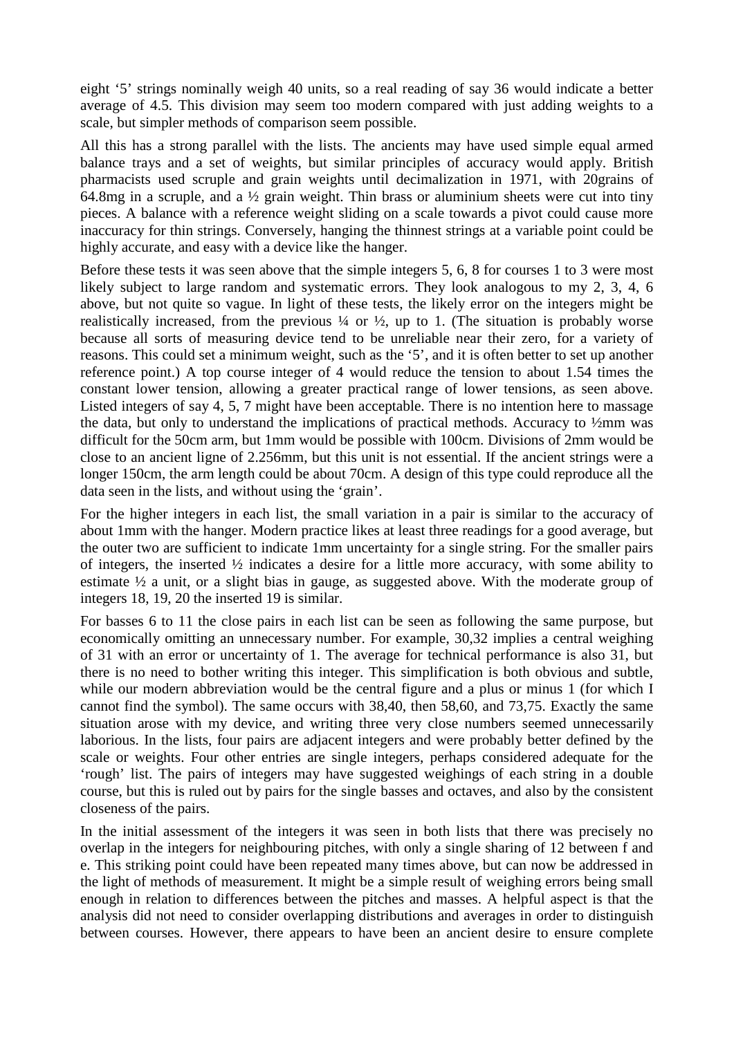eight '5' strings nominally weigh 40 units, so a real reading of say 36 would indicate a better average of 4.5. This division may seem too modern compared with just adding weights to a scale, but simpler methods of comparison seem possible.

All this has a strong parallel with the lists. The ancients may have used simple equal armed balance trays and a set of weights, but similar principles of accuracy would apply. British pharmacists used scruple and grain weights until decimalization in 1971, with 20grains of 64.8mg in a scruple, and a ½ grain weight. Thin brass or aluminium sheets were cut into tiny pieces. A balance with a reference weight sliding on a scale towards a pivot could cause more inaccuracy for thin strings. Conversely, hanging the thinnest strings at a variable point could be highly accurate, and easy with a device like the hanger.

Before these tests it was seen above that the simple integers 5, 6, 8 for courses 1 to 3 were most likely subject to large random and systematic errors. They look analogous to my 2, 3, 4, 6 above, but not quite so vague. In light of these tests, the likely error on the integers might be realistically increased, from the previous ¼ or ½, up to 1. (The situation is probably worse because all sorts of measuring device tend to be unreliable near their zero, for a variety of reasons. This could set a minimum weight, such as the '5', and it is often better to set up another reference point.) A top course integer of 4 would reduce the tension to about 1.54 times the constant lower tension, allowing a greater practical range of lower tensions, as seen above. Listed integers of say 4, 5, 7 might have been acceptable. There is no intention here to massage the data, but only to understand the implications of practical methods. Accuracy to ½mm was difficult for the 50cm arm, but 1mm would be possible with 100cm. Divisions of 2mm would be close to an ancient ligne of 2.256mm, but this unit is not essential. If the ancient strings were a longer 150cm, the arm length could be about 70cm. A design of this type could reproduce all the data seen in the lists, and without using the 'grain'.

For the higher integers in each list, the small variation in a pair is similar to the accuracy of about 1mm with the hanger. Modern practice likes at least three readings for a good average, but the outer two are sufficient to indicate 1mm uncertainty for a single string. For the smaller pairs of integers, the inserted ½ indicates a desire for a little more accuracy, with some ability to estimate ½ a unit, or a slight bias in gauge, as suggested above. With the moderate group of integers 18, 19, 20 the inserted 19 is similar.

For basses 6 to 11 the close pairs in each list can be seen as following the same purpose, but economically omitting an unnecessary number. For example, 30,32 implies a central weighing of 31 with an error or uncertainty of 1. The average for technical performance is also 31, but there is no need to bother writing this integer. This simplification is both obvious and subtle, while our modern abbreviation would be the central figure and a plus or minus 1 (for which I cannot find the symbol). The same occurs with 38,40, then 58,60, and 73,75. Exactly the same situation arose with my device, and writing three very close numbers seemed unnecessarily laborious. In the lists, four pairs are adjacent integers and were probably better defined by the scale or weights. Four other entries are single integers, perhaps considered adequate for the 'rough' list. The pairs of integers may have suggested weighings of each string in a double course, but this is ruled out by pairs for the single basses and octaves, and also by the consistent closeness of the pairs.

In the initial assessment of the integers it was seen in both lists that there was precisely no overlap in the integers for neighbouring pitches, with only a single sharing of 12 between f and e. This striking point could have been repeated many times above, but can now be addressed in the light of methods of measurement. It might be a simple result of weighing errors being small enough in relation to differences between the pitches and masses. A helpful aspect is that the analysis did not need to consider overlapping distributions and averages in order to distinguish between courses. However, there appears to have been an ancient desire to ensure complete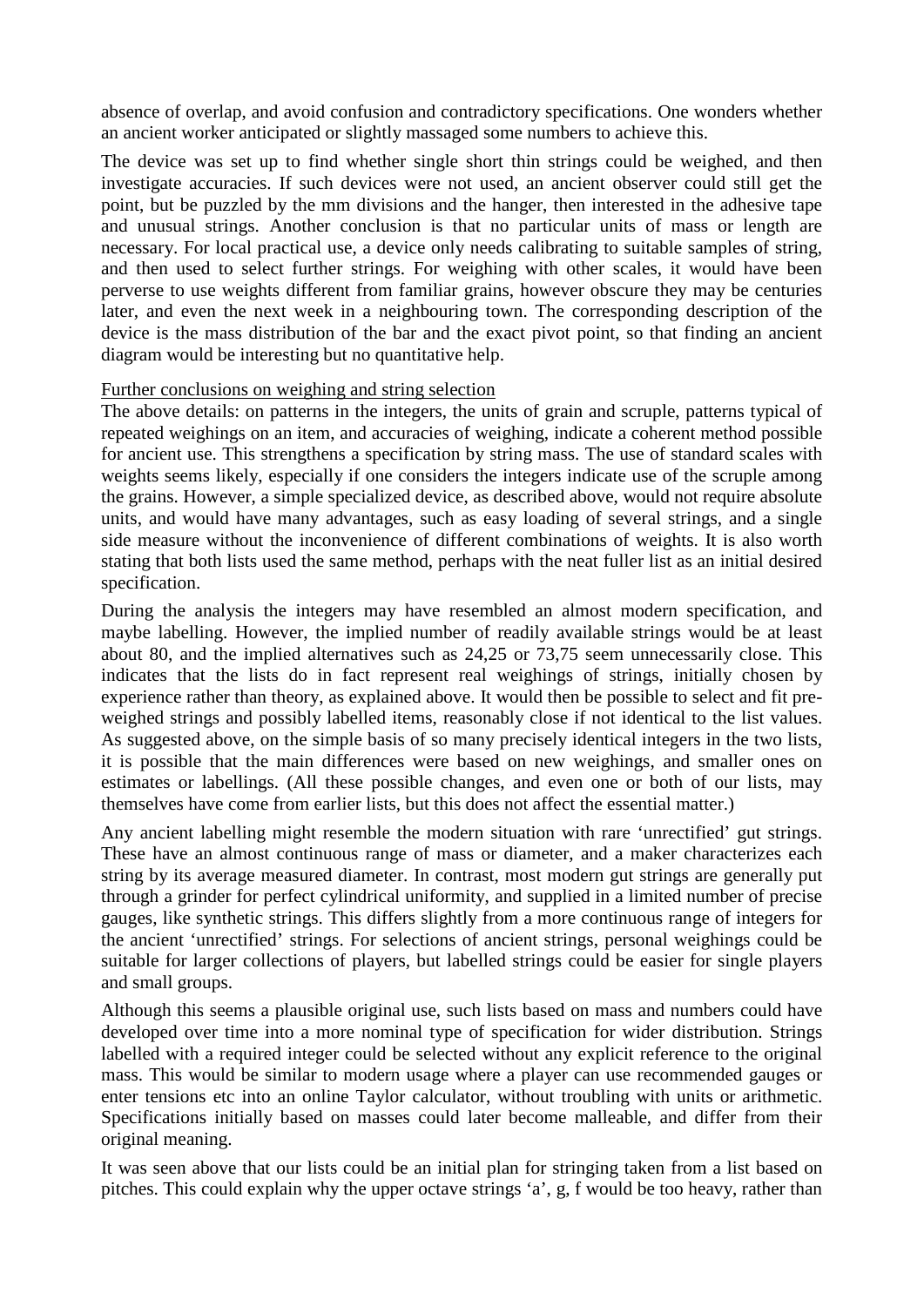absence of overlap, and avoid confusion and contradictory specifications. One wonders whether an ancient worker anticipated or slightly massaged some numbers to achieve this.

The device was set up to find whether single short thin strings could be weighed, and then investigate accuracies. If such devices were not used, an ancient observer could still get the point, but be puzzled by the mm divisions and the hanger, then interested in the adhesive tape and unusual strings. Another conclusion is that no particular units of mass or length are necessary. For local practical use, a device only needs calibrating to suitable samples of string, and then used to select further strings. For weighing with other scales, it would have been perverse to use weights different from familiar grains, however obscure they may be centuries later, and even the next week in a neighbouring town. The corresponding description of the device is the mass distribution of the bar and the exact pivot point, so that finding an ancient diagram would be interesting but no quantitative help.

Further conclusions on weighing and string selection

The above details: on patterns in the integers, the units of grain and scruple, patterns typical of repeated weighings on an item, and accuracies of weighing, indicate a coherent method possible for ancient use. This strengthens a specification by string mass. The use of standard scales with weights seems likely, especially if one considers the integers indicate use of the scruple among the grains. However, a simple specialized device, as described above, would not require absolute units, and would have many advantages, such as easy loading of several strings, and a single side measure without the inconvenience of different combinations of weights. It is also worth stating that both lists used the same method, perhaps with the neat fuller list as an initial desired specification.

During the analysis the integers may have resembled an almost modern specification, and maybe labelling. However, the implied number of readily available strings would be at least about 80, and the implied alternatives such as 24,25 or 73,75 seem unnecessarily close. This indicates that the lists do in fact represent real weighings of strings, initially chosen by experience rather than theory, as explained above. It would then be possible to select and fit pre-weighed strings and possibly labelled items, reasonably close if not identical to the list values. As suggested above, on the simple basis of so many precisely identical integers in the two lists, it is possible that the main differences were based on new weighings, and smaller ones on estimates or labellings. (All these possible changes, and even one or both of our lists, may themselves have come from earlier lists, but this does not affect the essential matter.)

Any ancient labelling might resemble the modern situation with rare 'unrectified' gut strings. These have an almost continuous range of mass or diameter, and a maker characterizes each string by its average measured diameter. In contrast, most modern gut strings are generally put through a grinder for perfect cylindrical uniformity, and supplied in a limited number of precise gauges, like synthetic strings. This differs slightly from a more continuous range of integers for the ancient 'unrectified' strings. For selections of ancient strings, personal weighings could be suitable for larger collections of players, but labelled strings could be easier for single players and small groups.

Although this seems a plausible original use, such lists based on mass and numbers could have developed over time into a more nominal type of specification for wider distribution. Strings labelled with a required integer could be selected without any explicit reference to the original mass. This would be similar to modern usage where a player can use recommended gauges or enter tensions etc into an online Taylor calculator, without troubling with units or arithmetic. Specifications initially based on masses could later become malleable, and differ from their original meaning.

It was seen above that our lists could be an initial plan for stringing taken from a list based on pitches. This could explain why the upper octave strings 'a', g, f would be too heavy, rather than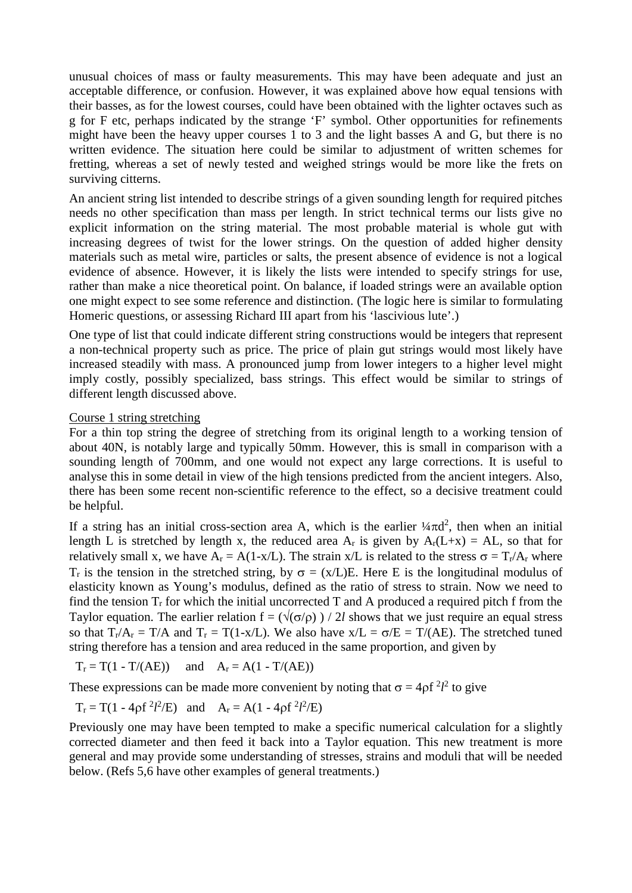unusual choices of mass or faulty measurements. This may have been adequate and just an acceptable difference, or confusion. However, it was explained above how equal tensions with their basses, as for the lowest courses, could have been obtained with the lighter octaves such as g for F etc, perhaps indicated by the strange 'F' symbol. Other opportunities for refinements might have been the heavy upper courses 1 to 3 and the light basses A and G, but there is no written evidence. The situation here could be similar to adjustment of written schemes for fretting, whereas a set of newly tested and weighed strings would be more like the frets on surviving citterns.

An ancient string list intended to describe strings of a given sounding length for required pitches needs no other specification than mass per length. In strict technical terms our lists give no explicit information on the string material. The most probable material is whole gut with increasing degrees of twist for the lower strings. On the question of added higher density materials such as metal wire, particles or salts, the present absence of evidence is not a logical evidence of absence. However, it is likely the lists were intended to specify strings for use, rather than make a nice theoretical point. On balance, if loaded strings were an available option one might expect to see some reference and distinction. (The logic here is similar to formulating Homeric questions, or assessing Richard III apart from his 'lascivious lute'.)

One type of list that could indicate different string constructions would be integers that represent a non-technical property such as price. The price of plain gut strings would most likely have increased steadily with mass. A pronounced jump from lower integers to a higher level might imply costly, possibly specialized, bass strings. This effect would be similar to strings of different length discussed above.

Course 1 string stretching

For a thin top string the degree of stretching from its original length to a working tension of about 40N, is notably large and typically 50mm. However, this is small in comparison with a sounding length of 700mm, and one would not expect any large corrections. It is useful to analyse this in some detail in view of the high tensions predicted from the ancient integers. Also, there has been some recent non-scientific reference to the effect, so a decisive treatment could be helpful.

If a string has an initial cross-section area A, which is the earlier $\frac{1}{4}\pi d^2$, then when an initial length L is stretched by length x, the reduced area $A_r$ is given by $A_r(L+x) = AL$, so that for relatively small x, we have $A_r = A(1-x/L)$. The strain x/L is related to the stress $\sigma = T_r/A_r$ where $T_r$ is the tension in the stretched string, by $\sigma = (x/L)E$. Here E is the longitudinal modulus of elasticity known as Young's modulus, defined as the ratio of stress to strain. Now we need to find the tension $T_r$ for which the initial uncorrected T and A produced a required pitch f from the Taylor equation. The earlier relation $f = (\sqrt{(\sigma/\rho)}\,)\,/\,2l$ shows that we just require an equal stress so that $T_r/A_r = T/A$ and $T_r = T(1-x/L)$. We also have $x/L = \sigma/E = T/(AE)$. The stretched tuned string therefore has a tension and area reduced in the same proportion, and given by

$$T_r = T(1 - T/(AE)) \quad \text{and} \quad A_r = A(1 - T/(AE))$$

These expressions can be made more convenient by noting that $\sigma = 4\rho f^{\,2}l^2$ to give

$$T_r = T(1 - 4\rho f^{\,2}l^2/E) \quad \text{and} \quad A_r = A(1 - 4\rho f^{\,2}l^2/E)$$

Previously one may have been tempted to make a specific numerical calculation for a slightly corrected diameter and then feed it back into a Taylor equation. This new treatment is more general and may provide some understanding of stresses, strains and moduli that will be needed below. (Refs 5,6 have other examples of general treatments.)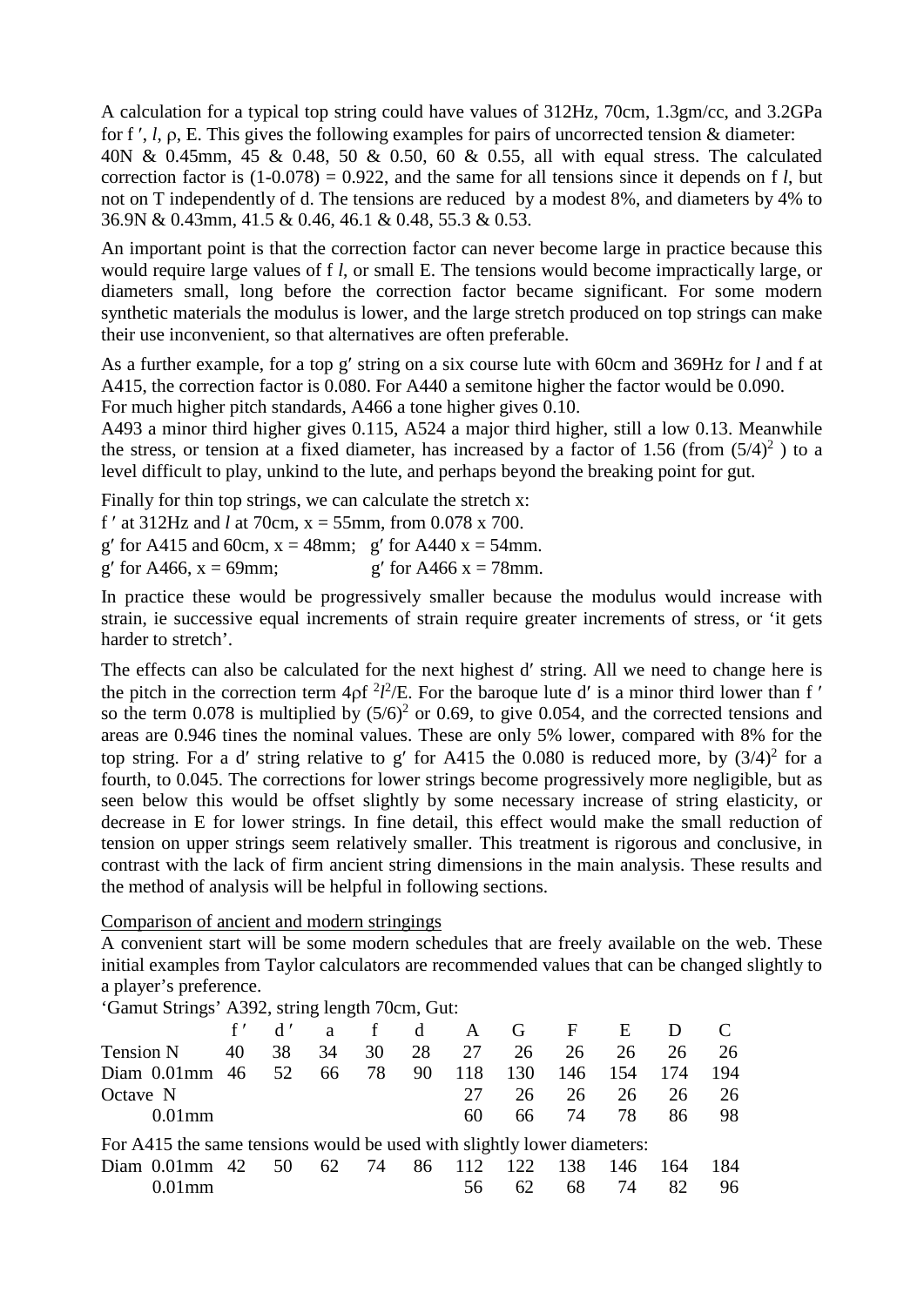A calculation for a typical top string could have values of 312Hz, 70cm, 1.3gm/cc, and 3.2GPa for f ′, *l*, ρ, E. This gives the following examples for pairs of uncorrected tension & diameter: 40N & 0.45mm, 45 & 0.48, 50 & 0.50, 60 & 0.55, all with equal stress. The calculated correction factor is (1-0.078) = 0.922, and the same for all tensions since it depends on f *l*, but not on T independently of d. The tensions are reduced by a modest 8%, and diameters by 4% to 36.9N & 0.43mm, 41.5 & 0.46, 46.1 & 0.48, 55.3 & 0.53.

An important point is that the correction factor can never become large in practice because this would require large values of f *l*, or small E. The tensions would become impractically large, or diameters small, long before the correction factor became significant. For some modern synthetic materials the modulus is lower, and the large stretch produced on top strings can make their use inconvenient, so that alternatives are often preferable.

As a further example, for a top g′ string on a six course lute with 60cm and 369Hz for *l* and f at A415, the correction factor is 0.080. For A440 a semitone higher the factor would be 0.090.
For much higher pitch standards, A466 a tone higher gives 0.10.
A493 a minor third higher gives 0.115, A524 a major third higher, still a low 0.13. Meanwhile the stress, or tension at a fixed diameter, has increased by a factor of 1.56 (from $(5/4)^2$ ) to a level difficult to play, unkind to the lute, and perhaps beyond the breaking point for gut.

Finally for thin top strings, we can calculate the stretch x:
f ′ at 312Hz and *l* at 70cm, x = 55mm, from 0.078 x 700.
g′ for A415 and 60cm, x = 48mm; g′ for A440 x = 54mm.
g′ for A466, x = 69mm; g′ for A466 x = 78mm.

In practice these would be progressively smaller because the modulus would increase with strain, ie successive equal increments of strain require greater increments of stress, or 'it gets harder to stretch'.

The effects can also be calculated for the next highest d′ string. All we need to change here is the pitch in the correction term $4\rho f^2 l^2/E$. For the baroque lute d′ is a minor third lower than f ′ so the term 0.078 is multiplied by $(5/6)^2$ or 0.69, to give 0.054, and the corrected tensions and areas are 0.946 tines the nominal values. These are only 5% lower, compared with 8% for the top string. For a d′ string relative to g′ for A415 the 0.080 is reduced more, by $(3/4)^2$ for a fourth, to 0.045. The corrections for lower strings become progressively more negligible, but as seen below this would be offset slightly by some necessary increase of string elasticity, or decrease in E for lower strings. In fine detail, this effect would make the small reduction of tension on upper strings seem relatively smaller. This treatment is rigorous and conclusive, in contrast with the lack of firm ancient string dimensions in the main analysis. These results and the method of analysis will be helpful in following sections.

<u>Comparison of ancient and modern stringings</u>

A convenient start will be some modern schedules that are freely available on the web. These initial examples from Taylor calculators are recommended values that can be changed slightly to a player's preference.

'Gamut Strings' A392, string length 70cm, Gut:

| | f ′ | d ′ | a | f | d | A | G | F | E | D | C |
|---|---|---|---|---|---|---|---|---|---|---|---|
| Tension N | 40 | 38 | 34 | 30 | 28 | 27 | 26 | 26 | 26 | 26 | 26 |
| Diam 0.01mm | 46 | 52 | 66 | 78 | 90 | 118 | 130 | 146 | 154 | 174 | 194 |
| Octave N | | | | | | 27 | 26 | 26 | 26 | 26 | 26 |
| 0.01mm | | | | | | 60 | 66 | 74 | 78 | 86 | 98 |

For A415 the same tensions would be used with slightly lower diameters:

| | f ′ | d ′ | a | f | d | A | G | F | E | D | C |
|---|---|---|---|---|---|---|---|---|---|---|---|
| Diam 0.01mm | 42 | 50 | 62 | 74 | 86 | 112 | 122 | 138 | 146 | 164 | 184 |
| 0.01mm | | | | | | 56 | 62 | 68 | 74 | 82 | 96 |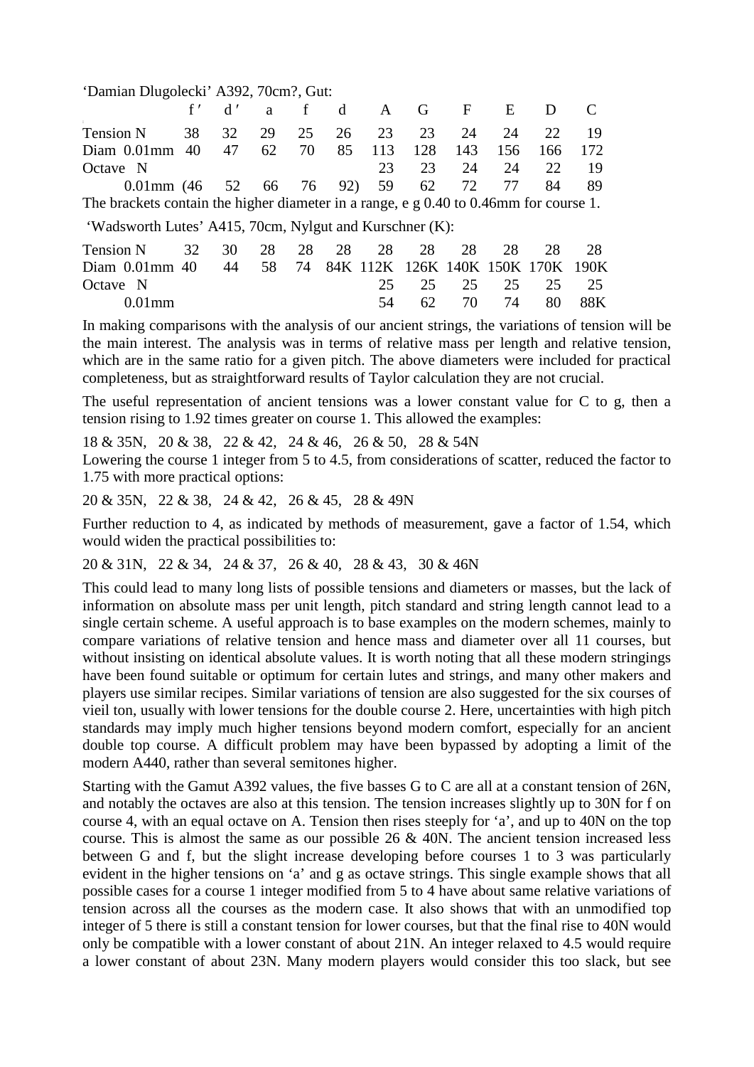'Damian Dlugolecki' A392, 70cm?, Gut:

| | f′ | d′ | a | f | d | A | G | F | E | D | C |
|---|---|---|---|---|---|---|---|---|---|---|---|
| Tension N | 38 | 32 | 29 | 25 | 26 | 23 | 23 | 24 | 24 | 22 | 19 |
| Diam 0.01mm | 40 | 47 | 62 | 70 | 85 | 113 | 128 | 143 | 156 | 166 | 172 |
| Octave N | | | | | | 23 | 23 | 24 | 24 | 22 | 19 |
| 0.01mm | (46 | 52 | 66 | 76 | 92) | 59 | 62 | 72 | 77 | 84 | 89 |

The brackets contain the higher diameter in a range, e g 0.40 to 0.46mm for course 1.

'Wadsworth Lutes' A415, 70cm, Nylgut and Kurschner (K):

| | | | | | | | | | | | |
|---|---|---|---|---|---|---|---|---|---|---|---|
| Tension N | 32 | 30 | 28 | 28 | 28 | 28 | 28 | 28 | 28 | 28 | 28 |
| Diam 0.01mm | 40 | 44 | 58 | 74 | 84K | 112K | 126K | 140K | 150K | 170K | 190K |
| Octave N | | | | | | 25 | 25 | 25 | 25 | 25 | 25 |
| 0.01mm | | | | | | 54 | 62 | 70 | 74 | 80 | 88K |

In making comparisons with the analysis of our ancient strings, the variations of tension will be the main interest. The analysis was in terms of relative mass per length and relative tension, which are in the same ratio for a given pitch. The above diameters were included for practical completeness, but as straightforward results of Taylor calculation they are not crucial.

The useful representation of ancient tensions was a lower constant value for C to g, then a tension rising to 1.92 times greater on course 1. This allowed the examples:

18 & 35N, 20 & 38, 22 & 42, 24 & 46, 26 & 50, 28 & 54N

Lowering the course 1 integer from 5 to 4.5, from considerations of scatter, reduced the factor to 1.75 with more practical options:

20 & 35N, 22 & 38, 24 & 42, 26 & 45, 28 & 49N

Further reduction to 4, as indicated by methods of measurement, gave a factor of 1.54, which would widen the practical possibilities to:

20 & 31N, 22 & 34, 24 & 37, 26 & 40, 28 & 43, 30 & 46N

This could lead to many long lists of possible tensions and diameters or masses, but the lack of information on absolute mass per unit length, pitch standard and string length cannot lead to a single certain scheme. A useful approach is to base examples on the modern schemes, mainly to compare variations of relative tension and hence mass and diameter over all 11 courses, but without insisting on identical absolute values. It is worth noting that all these modern stringings have been found suitable or optimum for certain lutes and strings, and many other makers and players use similar recipes. Similar variations of tension are also suggested for the six courses of vieil ton, usually with lower tensions for the double course 2. Here, uncertainties with high pitch standards may imply much higher tensions beyond modern comfort, especially for an ancient double top course. A difficult problem may have been bypassed by adopting a limit of the modern A440, rather than several semitones higher.

Starting with the Gamut A392 values, the five basses G to C are all at a constant tension of 26N, and notably the octaves are also at this tension. The tension increases slightly up to 30N for f on course 4, with an equal octave on A. Tension then rises steeply for 'a', and up to 40N on the top course. This is almost the same as our possible 26 & 40N. The ancient tension increased less between G and f, but the slight increase developing before courses 1 to 3 was particularly evident in the higher tensions on 'a' and g as octave strings. This single example shows that all possible cases for a course 1 integer modified from 5 to 4 have about same relative variations of tension across all the courses as the modern case. It also shows that with an unmodified top integer of 5 there is still a constant tension for lower courses, but that the final rise to 40N would only be compatible with a lower constant of about 21N. An integer relaxed to 4.5 would require a lower constant of about 23N. Many modern players would consider this too slack, but see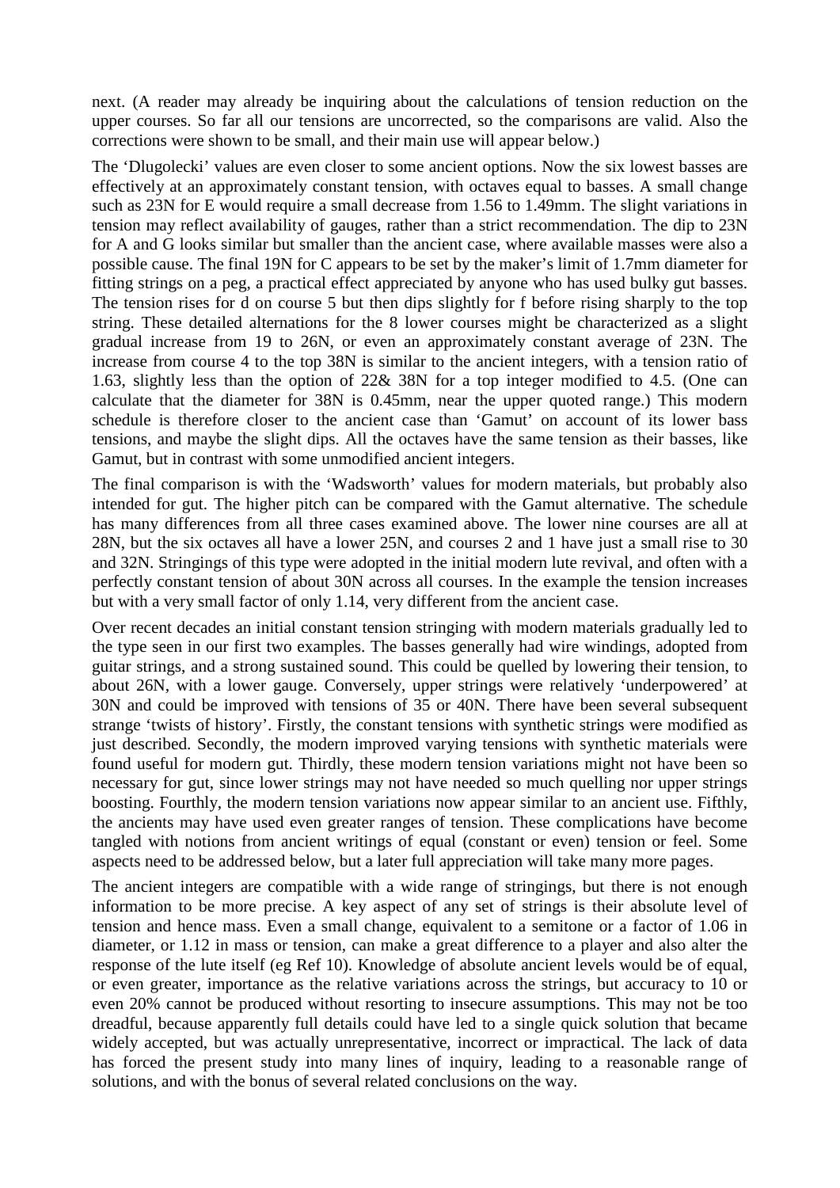next. (A reader may already be inquiring about the calculations of tension reduction on the upper courses. So far all our tensions are uncorrected, so the comparisons are valid. Also the corrections were shown to be small, and their main use will appear below.)

The 'Dlugolecki' values are even closer to some ancient options. Now the six lowest basses are effectively at an approximately constant tension, with octaves equal to basses. A small change such as 23N for E would require a small decrease from 1.56 to 1.49mm. The slight variations in tension may reflect availability of gauges, rather than a strict recommendation. The dip to 23N for A and G looks similar but smaller than the ancient case, where available masses were also a possible cause. The final 19N for C appears to be set by the maker's limit of 1.7mm diameter for fitting strings on a peg, a practical effect appreciated by anyone who has used bulky gut basses. The tension rises for d on course 5 but then dips slightly for f before rising sharply to the top string. These detailed alternations for the 8 lower courses might be characterized as a slight gradual increase from 19 to 26N, or even an approximately constant average of 23N. The increase from course 4 to the top 38N is similar to the ancient integers, with a tension ratio of 1.63, slightly less than the option of 22& 38N for a top integer modified to 4.5. (One can calculate that the diameter for 38N is 0.45mm, near the upper quoted range.) This modern schedule is therefore closer to the ancient case than 'Gamut' on account of its lower bass tensions, and maybe the slight dips. All the octaves have the same tension as their basses, like Gamut, but in contrast with some unmodified ancient integers.

The final comparison is with the 'Wadsworth' values for modern materials, but probably also intended for gut. The higher pitch can be compared with the Gamut alternative. The schedule has many differences from all three cases examined above. The lower nine courses are all at 28N, but the six octaves all have a lower 25N, and courses 2 and 1 have just a small rise to 30 and 32N. Stringings of this type were adopted in the initial modern lute revival, and often with a perfectly constant tension of about 30N across all courses. In the example the tension increases but with a very small factor of only 1.14, very different from the ancient case.

Over recent decades an initial constant tension stringing with modern materials gradually led to the type seen in our first two examples. The basses generally had wire windings, adopted from guitar strings, and a strong sustained sound. This could be quelled by lowering their tension, to about 26N, with a lower gauge. Conversely, upper strings were relatively 'underpowered' at 30N and could be improved with tensions of 35 or 40N. There have been several subsequent strange 'twists of history'. Firstly, the constant tensions with synthetic strings were modified as just described. Secondly, the modern improved varying tensions with synthetic materials were found useful for modern gut. Thirdly, these modern tension variations might not have been so necessary for gut, since lower strings may not have needed so much quelling nor upper strings boosting. Fourthly, the modern tension variations now appear similar to an ancient use. Fifthly, the ancients may have used even greater ranges of tension. These complications have become tangled with notions from ancient writings of equal (constant or even) tension or feel. Some aspects need to be addressed below, but a later full appreciation will take many more pages.

The ancient integers are compatible with a wide range of stringings, but there is not enough information to be more precise. A key aspect of any set of strings is their absolute level of tension and hence mass. Even a small change, equivalent to a semitone or a factor of 1.06 in diameter, or 1.12 in mass or tension, can make a great difference to a player and also alter the response of the lute itself (eg Ref 10). Knowledge of absolute ancient levels would be of equal, or even greater, importance as the relative variations across the strings, but accuracy to 10 or even 20% cannot be produced without resorting to insecure assumptions. This may not be too dreadful, because apparently full details could have led to a single quick solution that became widely accepted, but was actually unrepresentative, incorrect or impractical. The lack of data has forced the present study into many lines of inquiry, leading to a reasonable range of solutions, and with the bonus of several related conclusions on the way.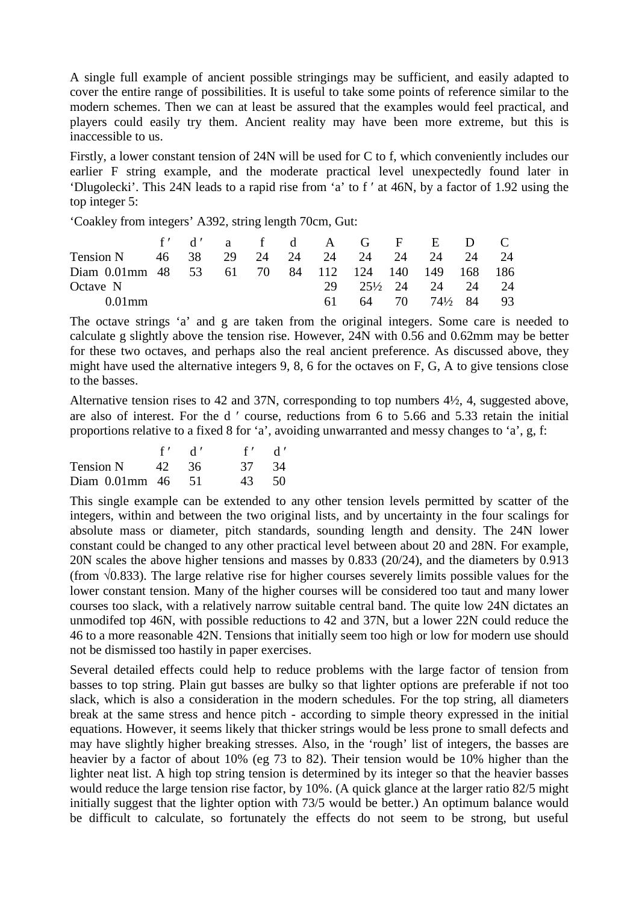A single full example of ancient possible stringings may be sufficient, and easily adapted to cover the entire range of possibilities. It is useful to take some points of reference similar to the modern schemes. Then we can at least be assured that the examples would feel practical, and players could easily try them. Ancient reality may have been more extreme, but this is inaccessible to us.

Firstly, a lower constant tension of 24N will be used for C to f, which conveniently includes our earlier F string example, and the moderate practical level unexpectedly found later in 'Dlugolecki'. This 24N leads to a rapid rise from 'a' to f ′ at 46N, by a factor of 1.92 using the top integer 5:

'Coakley from integers' A392, string length 70cm, Gut:

| | f ′ | d ′ | a | f | d | A | G | F | E | D | C |
|---|---|---|---|---|---|---|---|---|---|---|---|
| Tension N | 46 | 38 | 29 | 24 | 24 | 24 | 24 | 24 | 24 | 24 | 24 |
| Diam 0.01mm | 48 | 53 | 61 | 70 | 84 | 112 | 124 | 140 | 149 | 168 | 186 |
| Octave N | | | | | | 29 | 25½ | 24 | 24 | 24 | 24 |
| 0.01mm | | | | | | 61 | 64 | 70 | 74½ | 84 | 93 |

The octave strings 'a' and g are taken from the original integers. Some care is needed to calculate g slightly above the tension rise. However, 24N with 0.56 and 0.62mm may be better for these two octaves, and perhaps also the real ancient preference. As discussed above, they might have used the alternative integers 9, 8, 6 for the octaves on F, G, A to give tensions close to the basses.

Alternative tension rises to 42 and 37N, corresponding to top numbers 4½, 4, suggested above, are also of interest. For the d ′ course, reductions from 6 to 5.66 and 5.33 retain the initial proportions relative to a fixed 8 for 'a', avoiding unwarranted and messy changes to 'a', g, f:

| | f ′ | d ′ | f ′ | d ′ |
|---|---|---|---|---|
| Tension N | 42 | 36 | 37 | 34 |
| Diam 0.01mm | 46 | 51 | 43 | 50 |

This single example can be extended to any other tension levels permitted by scatter of the integers, within and between the two original lists, and by uncertainty in the four scalings for absolute mass or diameter, pitch standards, sounding length and density. The 24N lower constant could be changed to any other practical level between about 20 and 28N. For example, 20N scales the above higher tensions and masses by 0.833 (20/24), and the diameters by 0.913 (from √0.833). The large relative rise for higher courses severely limits possible values for the lower constant tension. Many of the higher courses will be considered too taut and many lower courses too slack, with a relatively narrow suitable central band. The quite low 24N dictates an unmodifed top 46N, with possible reductions to 42 and 37N, but a lower 22N could reduce the 46 to a more reasonable 42N. Tensions that initially seem too high or low for modern use should not be dismissed too hastily in paper exercises.

Several detailed effects could help to reduce problems with the large factor of tension from basses to top string. Plain gut basses are bulky so that lighter options are preferable if not too slack, which is also a consideration in the modern schedules. For the top string, all diameters break at the same stress and hence pitch - according to simple theory expressed in the initial equations. However, it seems likely that thicker strings would be less prone to small defects and may have slightly higher breaking stresses. Also, in the 'rough' list of integers, the basses are heavier by a factor of about 10% (eg 73 to 82). Their tension would be 10% higher than the lighter neat list. A high top string tension is determined by its integer so that the heavier basses would reduce the large tension rise factor, by 10%. (A quick glance at the larger ratio 82/5 might initially suggest that the lighter option with 73/5 would be better.) An optimum balance would be difficult to calculate, so fortunately the effects do not seem to be strong, but useful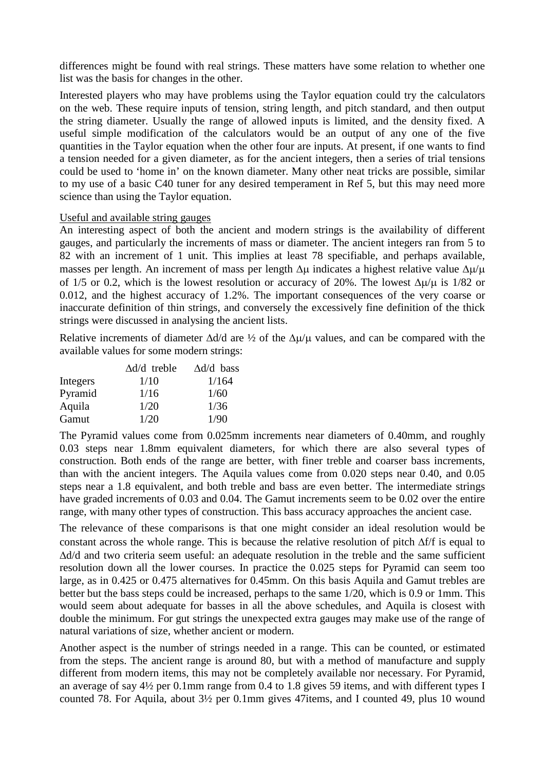differences might be found with real strings. These matters have some relation to whether one list was the basis for changes in the other.

Interested players who may have problems using the Taylor equation could try the calculators on the web. These require inputs of tension, string length, and pitch standard, and then output the string diameter. Usually the range of allowed inputs is limited, and the density fixed. A useful simple modification of the calculators would be an output of any one of the five quantities in the Taylor equation when the other four are inputs. At present, if one wants to find a tension needed for a given diameter, as for the ancient integers, then a series of trial tensions could be used to 'home in' on the known diameter. Many other neat tricks are possible, similar to my use of a basic C40 tuner for any desired temperament in Ref 5, but this may need more science than using the Taylor equation.

Useful and available string gauges

An interesting aspect of both the ancient and modern strings is the availability of different gauges, and particularly the increments of mass or diameter. The ancient integers ran from 5 to 82 with an increment of 1 unit. This implies at least 78 specifiable, and perhaps available, masses per length. An increment of mass per length $\Delta\mu$ indicates a highest relative value $\Delta\mu/\mu$ of 1/5 or 0.2, which is the lowest resolution or accuracy of 20%. The lowest $\Delta\mu/\mu$ is 1/82 or 0.012, and the highest accuracy of 1.2%. The important consequences of the very coarse or inaccurate definition of thin strings, and conversely the excessively fine definition of the thick strings were discussed in analysing the ancient lists.

Relative increments of diameter $\Delta d/d$ are ½ of the $\Delta\mu/\mu$ values, and can be compared with the available values for some modern strings:

| | $\Delta d/d$ treble | $\Delta d/d$ bass |
|---|---|---|
| Integers | 1/10 | 1/164 |
| Pyramid | 1/16 | 1/60 |
| Aquila | 1/20 | 1/36 |
| Gamut | 1/20 | 1/90 |

The Pyramid values come from 0.025mm increments near diameters of 0.40mm, and roughly 0.03 steps near 1.8mm equivalent diameters, for which there are also several types of construction. Both ends of the range are better, with finer treble and coarser bass increments, than with the ancient integers. The Aquila values come from 0.020 steps near 0.40, and 0.05 steps near a 1.8 equivalent, and both treble and bass are even better. The intermediate strings have graded increments of 0.03 and 0.04. The Gamut increments seem to be 0.02 over the entire range, with many other types of construction. This bass accuracy approaches the ancient case.

The relevance of these comparisons is that one might consider an ideal resolution would be constant across the whole range. This is because the relative resolution of pitch $\Delta f/f$ is equal to $\Delta d/d$ and two criteria seem useful: an adequate resolution in the treble and the same sufficient resolution down all the lower courses. In practice the 0.025 steps for Pyramid can seem too large, as in 0.425 or 0.475 alternatives for 0.45mm. On this basis Aquila and Gamut trebles are better but the bass steps could be increased, perhaps to the same 1/20, which is 0.9 or 1mm. This would seem about adequate for basses in all the above schedules, and Aquila is closest with double the minimum. For gut strings the unexpected extra gauges may make use of the range of natural variations of size, whether ancient or modern.

Another aspect is the number of strings needed in a range. This can be counted, or estimated from the steps. The ancient range is around 80, but with a method of manufacture and supply different from modern items, this may not be completely available nor necessary. For Pyramid, an average of say 4½ per 0.1mm range from 0.4 to 1.8 gives 59 items, and with different types I counted 78. For Aquila, about 3½ per 0.1mm gives 47items, and I counted 49, plus 10 wound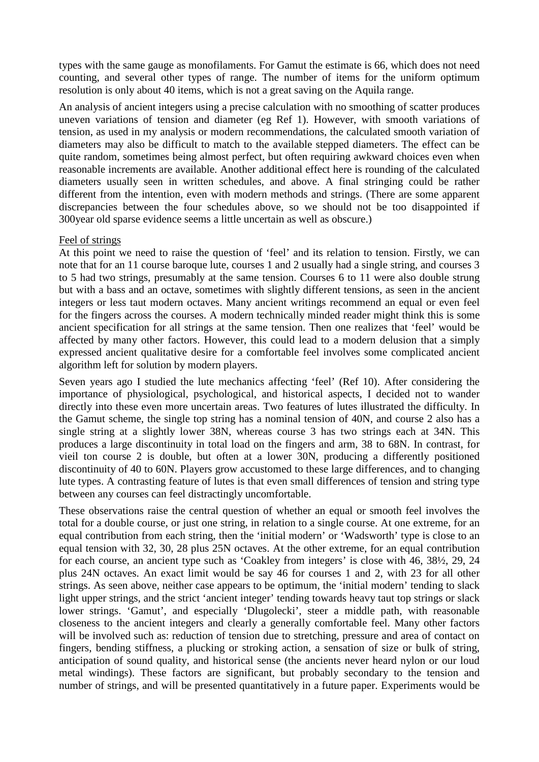types with the same gauge as monofilaments. For Gamut the estimate is 66, which does not need counting, and several other types of range. The number of items for the uniform optimum resolution is only about 40 items, which is not a great saving on the Aquila range.

An analysis of ancient integers using a precise calculation with no smoothing of scatter produces uneven variations of tension and diameter (eg Ref 1). However, with smooth variations of tension, as used in my analysis or modern recommendations, the calculated smooth variation of diameters may also be difficult to match to the available stepped diameters. The effect can be quite random, sometimes being almost perfect, but often requiring awkward choices even when reasonable increments are available. Another additional effect here is rounding of the calculated diameters usually seen in written schedules, and above. A final stringing could be rather different from the intention, even with modern methods and strings. (There are some apparent discrepancies between the four schedules above, so we should not be too disappointed if 300year old sparse evidence seems a little uncertain as well as obscure.)

## Feel of strings

At this point we need to raise the question of 'feel' and its relation to tension. Firstly, we can note that for an 11 course baroque lute, courses 1 and 2 usually had a single string, and courses 3 to 5 had two strings, presumably at the same tension. Courses 6 to 11 were also double strung but with a bass and an octave, sometimes with slightly different tensions, as seen in the ancient integers or less taut modern octaves. Many ancient writings recommend an equal or even feel for the fingers across the courses. A modern technically minded reader might think this is some ancient specification for all strings at the same tension. Then one realizes that 'feel' would be affected by many other factors. However, this could lead to a modern delusion that a simply expressed ancient qualitative desire for a comfortable feel involves some complicated ancient algorithm left for solution by modern players.

Seven years ago I studied the lute mechanics affecting 'feel' (Ref 10). After considering the importance of physiological, psychological, and historical aspects, I decided not to wander directly into these even more uncertain areas. Two features of lutes illustrated the difficulty. In the Gamut scheme, the single top string has a nominal tension of 40N, and course 2 also has a single string at a slightly lower 38N, whereas course 3 has two strings each at 34N. This produces a large discontinuity in total load on the fingers and arm, 38 to 68N. In contrast, for vieil ton course 2 is double, but often at a lower 30N, producing a differently positioned discontinuity of 40 to 60N. Players grow accustomed to these large differences, and to changing lute types. A contrasting feature of lutes is that even small differences of tension and string type between any courses can feel distractingly uncomfortable.

These observations raise the central question of whether an equal or smooth feel involves the total for a double course, or just one string, in relation to a single course. At one extreme, for an equal contribution from each string, then the 'initial modern' or 'Wadsworth' type is close to an equal tension with 32, 30, 28 plus 25N octaves. At the other extreme, for an equal contribution for each course, an ancient type such as 'Coakley from integers' is close with 46, 38½, 29, 24 plus 24N octaves. An exact limit would be say 46 for courses 1 and 2, with 23 for all other strings. As seen above, neither case appears to be optimum, the 'initial modern' tending to slack light upper strings, and the strict 'ancient integer' tending towards heavy taut top strings or slack lower strings. 'Gamut', and especially 'Dlugolecki', steer a middle path, with reasonable closeness to the ancient integers and clearly a generally comfortable feel. Many other factors will be involved such as: reduction of tension due to stretching, pressure and area of contact on fingers, bending stiffness, a plucking or stroking action, a sensation of size or bulk of string, anticipation of sound quality, and historical sense (the ancients never heard nylon or our loud metal windings). These factors are significant, but probably secondary to the tension and number of strings, and will be presented quantitatively in a future paper. Experiments would be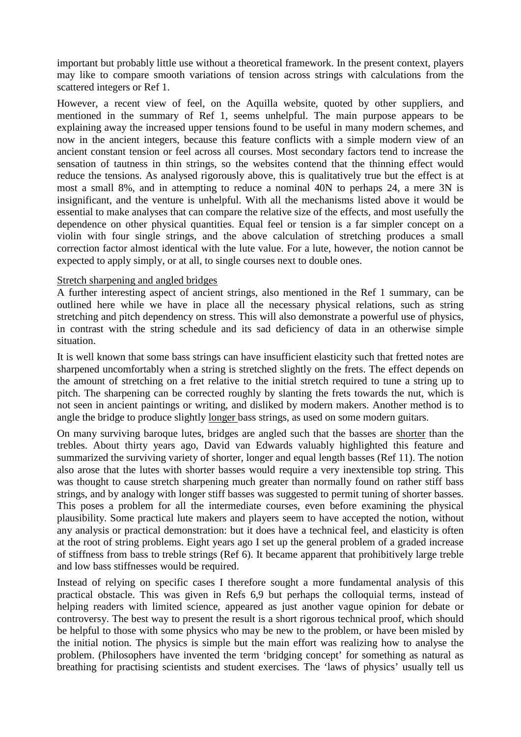important but probably little use without a theoretical framework. In the present context, players may like to compare smooth variations of tension across strings with calculations from the scattered integers or Ref 1.

However, a recent view of feel, on the Aquilla website, quoted by other suppliers, and mentioned in the summary of Ref 1, seems unhelpful. The main purpose appears to be explaining away the increased upper tensions found to be useful in many modern schemes, and now in the ancient integers, because this feature conflicts with a simple modern view of an ancient constant tension or feel across all courses. Most secondary factors tend to increase the sensation of tautness in thin strings, so the websites contend that the thinning effect would reduce the tensions. As analysed rigorously above, this is qualitatively true but the effect is at most a small 8%, and in attempting to reduce a nominal 40N to perhaps 24, a mere 3N is insignificant, and the venture is unhelpful. With all the mechanisms listed above it would be essential to make analyses that can compare the relative size of the effects, and most usefully the dependence on other physical quantities. Equal feel or tension is a far simpler concept on a violin with four single strings, and the above calculation of stretching produces a small correction factor almost identical with the lute value. For a lute, however, the notion cannot be expected to apply simply, or at all, to single courses next to double ones.

Stretch sharpening and angled bridges

A further interesting aspect of ancient strings, also mentioned in the Ref 1 summary, can be outlined here while we have in place all the necessary physical relations, such as string stretching and pitch dependency on stress. This will also demonstrate a powerful use of physics, in contrast with the string schedule and its sad deficiency of data in an otherwise simple situation.

It is well known that some bass strings can have insufficient elasticity such that fretted notes are sharpened uncomfortably when a string is stretched slightly on the frets. The effect depends on the amount of stretching on a fret relative to the initial stretch required to tune a string up to pitch. The sharpening can be corrected roughly by slanting the frets towards the nut, which is not seen in ancient paintings or writing, and disliked by modern makers. Another method is to angle the bridge to produce slightly longer bass strings, as used on some modern guitars.

On many surviving baroque lutes, bridges are angled such that the basses are shorter than the trebles. About thirty years ago, David van Edwards valuably highlighted this feature and summarized the surviving variety of shorter, longer and equal length basses (Ref 11). The notion also arose that the lutes with shorter basses would require a very inextensible top string. This was thought to cause stretch sharpening much greater than normally found on rather stiff bass strings, and by analogy with longer stiff basses was suggested to permit tuning of shorter basses. This poses a problem for all the intermediate courses, even before examining the physical plausibility. Some practical lute makers and players seem to have accepted the notion, without any analysis or practical demonstration: but it does have a technical feel, and elasticity is often at the root of string problems. Eight years ago I set up the general problem of a graded increase of stiffness from bass to treble strings (Ref 6). It became apparent that prohibitively large treble and low bass stiffnesses would be required.

Instead of relying on specific cases I therefore sought a more fundamental analysis of this practical obstacle. This was given in Refs 6,9 but perhaps the colloquial terms, instead of helping readers with limited science, appeared as just another vague opinion for debate or controversy. The best way to present the result is a short rigorous technical proof, which should be helpful to those with some physics who may be new to the problem, or have been misled by the initial notion. The physics is simple but the main effort was realizing how to analyse the problem. (Philosophers have invented the term 'bridging concept' for something as natural as breathing for practising scientists and student exercises. The 'laws of physics' usually tell us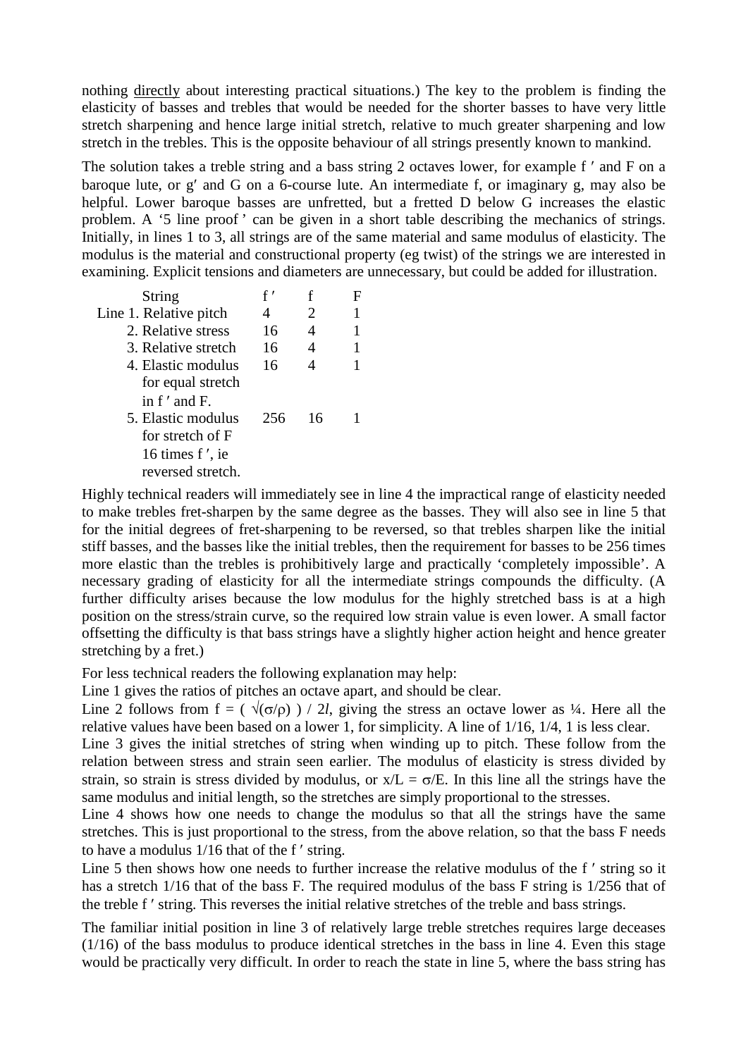nothing directly about interesting practical situations.) The key to the problem is finding the elasticity of basses and trebles that would be needed for the shorter basses to have very little stretch sharpening and hence large initial stretch, relative to much greater sharpening and low stretch in the trebles. This is the opposite behaviour of all strings presently known to mankind.

The solution takes a treble string and a bass string 2 octaves lower, for example f ′ and F on a baroque lute, or g′ and G on a 6-course lute. An intermediate f, or imaginary g, may also be helpful. Lower baroque basses are unfretted, but a fretted D below G increases the elastic problem. A ‘5 line proof ’ can be given in a short table describing the mechanics of strings. Initially, in lines 1 to 3, all strings are of the same material and same modulus of elasticity. The modulus is the material and constructional property (eg twist) of the strings we are interested in examining. Explicit tensions and diameters are unnecessary, but could be added for illustration.

| String | f ′ | f | F |
|---|---|---|---|
| Line 1. Relative pitch | 4 | 2 | 1 |
| 2. Relative stress | 16 | 4 | 1 |
| 3. Relative stretch | 16 | 4 | 1 |
| 4. Elastic modulus for equal stretch in f ′ and F. | 16 | 4 | 1 |
| 5. Elastic modulus for stretch of F 16 times f ′, ie reversed stretch. | 256 | 16 | 1 |

Highly technical readers will immediately see in line 4 the impractical range of elasticity needed to make trebles fret-sharpen by the same degree as the basses. They will also see in line 5 that for the initial degrees of fret-sharpening to be reversed, so that trebles sharpen like the initial stiff basses, and the basses like the initial trebles, then the requirement for basses to be 256 times more elastic than the trebles is prohibitively large and practically ‘completely impossible’. A necessary grading of elasticity for all the intermediate strings compounds the difficulty. (A further difficulty arises because the low modulus for the highly stretched bass is at a high position on the stress/strain curve, so the required low strain value is even lower. A small factor offsetting the difficulty is that bass strings have a slightly higher action height and hence greater stretching by a fret.)

For less technical readers the following explanation may help:

Line 1 gives the ratios of pitches an octave apart, and should be clear.

Line 2 follows from $f = (\sqrt{(\sigma/\rho)}) / 2l$, giving the stress an octave lower as ¼. Here all the relative values have been based on a lower 1, for simplicity. A line of 1/16, 1/4, 1 is less clear.

Line 3 gives the initial stretches of string when winding up to pitch. These follow from the relation between stress and strain seen earlier. The modulus of elasticity is stress divided by strain, so strain is stress divided by modulus, or $x/L = \sigma/E$. In this line all the strings have the same modulus and initial length, so the stretches are simply proportional to the stresses.

Line 4 shows how one needs to change the modulus so that all the strings have the same stretches. This is just proportional to the stress, from the above relation, so that the bass F needs to have a modulus 1/16 that of the f ′ string.

Line 5 then shows how one needs to further increase the relative modulus of the f ′ string so it has a stretch 1/16 that of the bass F. The required modulus of the bass F string is 1/256 that of the treble f ′ string. This reverses the initial relative stretches of the treble and bass strings.

The familiar initial position in line 3 of relatively large treble stretches requires large deceases (1/16) of the bass modulus to produce identical stretches in the bass in line 4. Even this stage would be practically very difficult. In order to reach the state in line 5, where the bass string has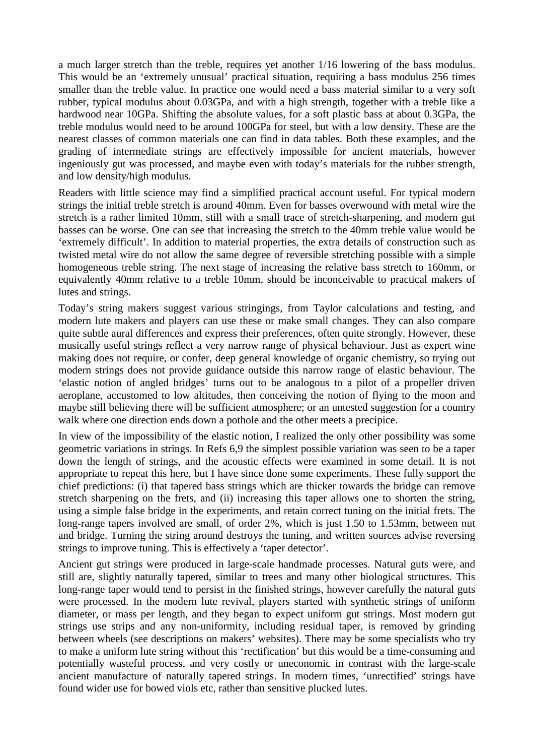a much larger stretch than the treble, requires yet another 1/16 lowering of the bass modulus. This would be an 'extremely unusual' practical situation, requiring a bass modulus 256 times smaller than the treble value. In practice one would need a bass material similar to a very soft rubber, typical modulus about 0.03GPa, and with a high strength, together with a treble like a hardwood near 10GPa. Shifting the absolute values, for a soft plastic bass at about 0.3GPa, the treble modulus would need to be around 100GPa for steel, but with a low density. These are the nearest classes of common materials one can find in data tables. Both these examples, and the grading of intermediate strings are effectively impossible for ancient materials, however ingeniously gut was processed, and maybe even with today's materials for the rubber strength, and low density/high modulus.

Readers with little science may find a simplified practical account useful. For typical modern strings the initial treble stretch is around 40mm. Even for basses overwound with metal wire the stretch is a rather limited 10mm, still with a small trace of stretch-sharpening, and modern gut basses can be worse. One can see that increasing the stretch to the 40mm treble value would be 'extremely difficult'. In addition to material properties, the extra details of construction such as twisted metal wire do not allow the same degree of reversible stretching possible with a simple homogeneous treble string. The next stage of increasing the relative bass stretch to 160mm, or equivalently 40mm relative to a treble 10mm, should be inconceivable to practical makers of lutes and strings.

Today's string makers suggest various stringings, from Taylor calculations and testing, and modern lute makers and players can use these or make small changes. They can also compare quite subtle aural differences and express their preferences, often quite strongly. However, these musically useful strings reflect a very narrow range of physical behaviour. Just as expert wine making does not require, or confer, deep general knowledge of organic chemistry, so trying out modern strings does not provide guidance outside this narrow range of elastic behaviour. The 'elastic notion of angled bridges' turns out to be analogous to a pilot of a propeller driven aeroplane, accustomed to low altitudes, then conceiving the notion of flying to the moon and maybe still believing there will be sufficient atmosphere; or an untested suggestion for a country walk where one direction ends down a pothole and the other meets a precipice.

In view of the impossibility of the elastic notion, I realized the only other possibility was some geometric variations in strings. In Refs 6,9 the simplest possible variation was seen to be a taper down the length of strings, and the acoustic effects were examined in some detail. It is not appropriate to repeat this here, but I have since done some experiments. These fully support the chief predictions: (i) that tapered bass strings which are thicker towards the bridge can remove stretch sharpening on the frets, and (ii) increasing this taper allows one to shorten the string, using a simple false bridge in the experiments, and retain correct tuning on the initial frets. The long-range tapers involved are small, of order 2%, which is just 1.50 to 1.53mm, between nut and bridge. Turning the string around destroys the tuning, and written sources advise reversing strings to improve tuning. This is effectively a 'taper detector'.

Ancient gut strings were produced in large-scale handmade processes. Natural guts were, and still are, slightly naturally tapered, similar to trees and many other biological structures. This long-range taper would tend to persist in the finished strings, however carefully the natural guts were processed. In the modern lute revival, players started with synthetic strings of uniform diameter, or mass per length, and they began to expect uniform gut strings. Most modern gut strings use strips and any non-uniformity, including residual taper, is removed by grinding between wheels (see descriptions on makers' websites). There may be some specialists who try to make a uniform lute string without this 'rectification' but this would be a time-consuming and potentially wasteful process, and very costly or uneconomic in contrast with the large-scale ancient manufacture of naturally tapered strings. In modern times, 'unrectified' strings have found wider use for bowed viols etc, rather than sensitive plucked lutes.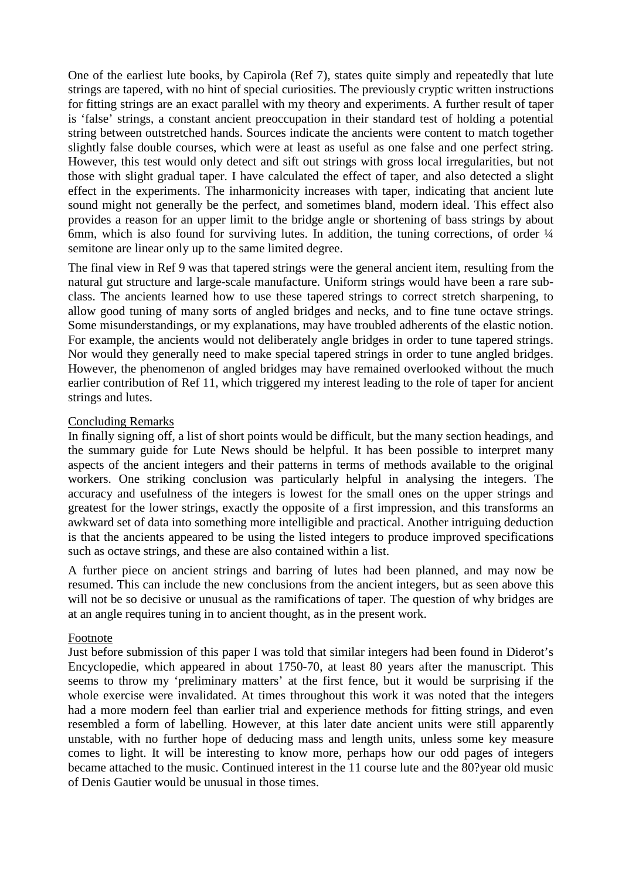One of the earliest lute books, by Capirola (Ref 7), states quite simply and repeatedly that lute strings are tapered, with no hint of special curiosities. The previously cryptic written instructions for fitting strings are an exact parallel with my theory and experiments. A further result of taper is 'false' strings, a constant ancient preoccupation in their standard test of holding a potential string between outstretched hands. Sources indicate the ancients were content to match together slightly false double courses, which were at least as useful as one false and one perfect string. However, this test would only detect and sift out strings with gross local irregularities, but not those with slight gradual taper. I have calculated the effect of taper, and also detected a slight effect in the experiments. The inharmonicity increases with taper, indicating that ancient lute sound might not generally be the perfect, and sometimes bland, modern ideal. This effect also provides a reason for an upper limit to the bridge angle or shortening of bass strings by about 6mm, which is also found for surviving lutes. In addition, the tuning corrections, of order ¼ semitone are linear only up to the same limited degree.

The final view in Ref 9 was that tapered strings were the general ancient item, resulting from the natural gut structure and large-scale manufacture. Uniform strings would have been a rare sub-class. The ancients learned how to use these tapered strings to correct stretch sharpening, to allow good tuning of many sorts of angled bridges and necks, and to fine tune octave strings. Some misunderstandings, or my explanations, may have troubled adherents of the elastic notion. For example, the ancients would not deliberately angle bridges in order to tune tapered strings. Nor would they generally need to make special tapered strings in order to tune angled bridges. However, the phenomenon of angled bridges may have remained overlooked without the much earlier contribution of Ref 11, which triggered my interest leading to the role of taper for ancient strings and lutes.

## Concluding Remarks

In finally signing off, a list of short points would be difficult, but the many section headings, and the summary guide for Lute News should be helpful. It has been possible to interpret many aspects of the ancient integers and their patterns in terms of methods available to the original workers. One striking conclusion was particularly helpful in analysing the integers. The accuracy and usefulness of the integers is lowest for the small ones on the upper strings and greatest for the lower strings, exactly the opposite of a first impression, and this transforms an awkward set of data into something more intelligible and practical. Another intriguing deduction is that the ancients appeared to be using the listed integers to produce improved specifications such as octave strings, and these are also contained within a list.

A further piece on ancient strings and barring of lutes had been planned, and may now be resumed. This can include the new conclusions from the ancient integers, but as seen above this will not be so decisive or unusual as the ramifications of taper. The question of why bridges are at an angle requires tuning in to ancient thought, as in the present work.

## Footnote

Just before submission of this paper I was told that similar integers had been found in Diderot's Encyclopedie, which appeared in about 1750-70, at least 80 years after the manuscript. This seems to throw my 'preliminary matters' at the first fence, but it would be surprising if the whole exercise were invalidated. At times throughout this work it was noted that the integers had a more modern feel than earlier trial and experience methods for fitting strings, and even resembled a form of labelling. However, at this later date ancient units were still apparently unstable, with no further hope of deducing mass and length units, unless some key measure comes to light. It will be interesting to know more, perhaps how our odd pages of integers became attached to the music. Continued interest in the 11 course lute and the 80?year old music of Denis Gautier would be unusual in those times.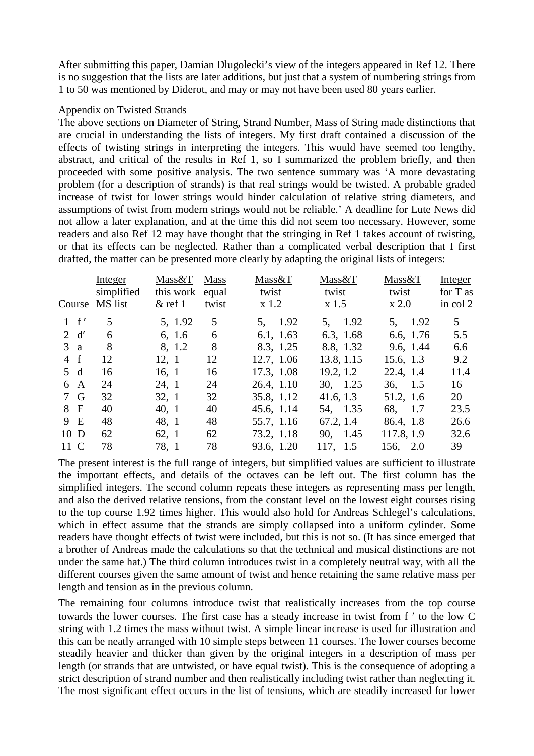After submitting this paper, Damian Dlugolecki's view of the integers appeared in Ref 12. There is no suggestion that the lists are later additions, but just that a system of numbering strings from 1 to 50 was mentioned by Diderot, and may or may not have been used 80 years earlier.

Appendix on Twisted Strands

The above sections on Diameter of String, Strand Number, Mass of String made distinctions that are crucial in understanding the lists of integers. My first draft contained a discussion of the effects of twisting strings in interpreting the integers. This would have seemed too lengthy, abstract, and critical of the results in Ref 1, so I summarized the problem briefly, and then proceeded with some positive analysis. The two sentence summary was 'A more devastating problem (for a description of strands) is that real strings would be twisted. A probable graded increase of twist for lower strings would hinder calculation of relative string diameters, and assumptions of twist from modern strings would not be reliable.' A deadline for Lute News did not allow a later explanation, and at the time this did not seem too necessary. However, some readers and also Ref 12 may have thought that the stringing in Ref 1 takes account of twisting, or that its effects can be neglected. Rather than a complicated verbal description that I first drafted, the matter can be presented more clearly by adapting the original lists of integers:

| Course | Integer simplified MS list | Mass&T this work & ref 1 | Mass equal twist | Mass&T twist x 1.2 | Mass&T twist x 1.5 | Mass&T twist x 2.0 | Integer for T as in col 2 |
|---|---|---|---|---|---|---|---|
| 1 f′ | 5 | 5, 1.92 | 5 | 5, 1.92 | 5, 1.92 | 5, 1.92 | 5 |
| 2 d′ | 6 | 6, 1.6 | 6 | 6.1, 1.63 | 6.3, 1.68 | 6.6, 1.76 | 5.5 |
| 3 a | 8 | 8, 1.2 | 8 | 8.3, 1.25 | 8.8, 1.32 | 9.6, 1.44 | 6.6 |
| 4 f | 12 | 12, 1 | 12 | 12.7, 1.06 | 13.8, 1.15 | 15.6, 1.3 | 9.2 |
| 5 d | 16 | 16, 1 | 16 | 17.3, 1.08 | 19.2, 1.2 | 22.4, 1.4 | 11.4 |
| 6 A | 24 | 24, 1 | 24 | 26.4, 1.10 | 30, 1.25 | 36, 1.5 | 16 |
| 7 G | 32 | 32, 1 | 32 | 35.8, 1.12 | 41.6, 1.3 | 51.2, 1.6 | 20 |
| 8 F | 40 | 40, 1 | 40 | 45.6, 1.14 | 54, 1.35 | 68, 1.7 | 23.5 |
| 9 E | 48 | 48, 1 | 48 | 55.7, 1.16 | 67.2, 1.4 | 86.4, 1.8 | 26.6 |
| 10 D | 62 | 62, 1 | 62 | 73.2, 1.18 | 90, 1.45 | 117.8, 1.9 | 32.6 |
| 11 C | 78 | 78, 1 | 78 | 93.6, 1.20 | 117, 1.5 | 156, 2.0 | 39 |

The present interest is the full range of integers, but simplified values are sufficient to illustrate the important effects, and details of the octaves can be left out. The first column has the simplified integers. The second column repeats these integers as representing mass per length, and also the derived relative tensions, from the constant level on the lowest eight courses rising to the top course 1.92 times higher. This would also hold for Andreas Schlegel's calculations, which in effect assume that the strands are simply collapsed into a uniform cylinder. Some readers have thought effects of twist were included, but this is not so. (It has since emerged that a brother of Andreas made the calculations so that the technical and musical distinctions are not under the same hat.) The third column introduces twist in a completely neutral way, with all the different courses given the same amount of twist and hence retaining the same relative mass per length and tension as in the previous column.

The remaining four columns introduce twist that realistically increases from the top course towards the lower courses. The first case has a steady increase in twist from f ′ to the low C string with 1.2 times the mass without twist. A simple linear increase is used for illustration and this can be neatly arranged with 10 simple steps between 11 courses. The lower courses become steadily heavier and thicker than given by the original integers in a description of mass per length (or strands that are untwisted, or have equal twist). This is the consequence of adopting a strict description of strand number and then realistically including twist rather than neglecting it. The most significant effect occurs in the list of tensions, which are steadily increased for lower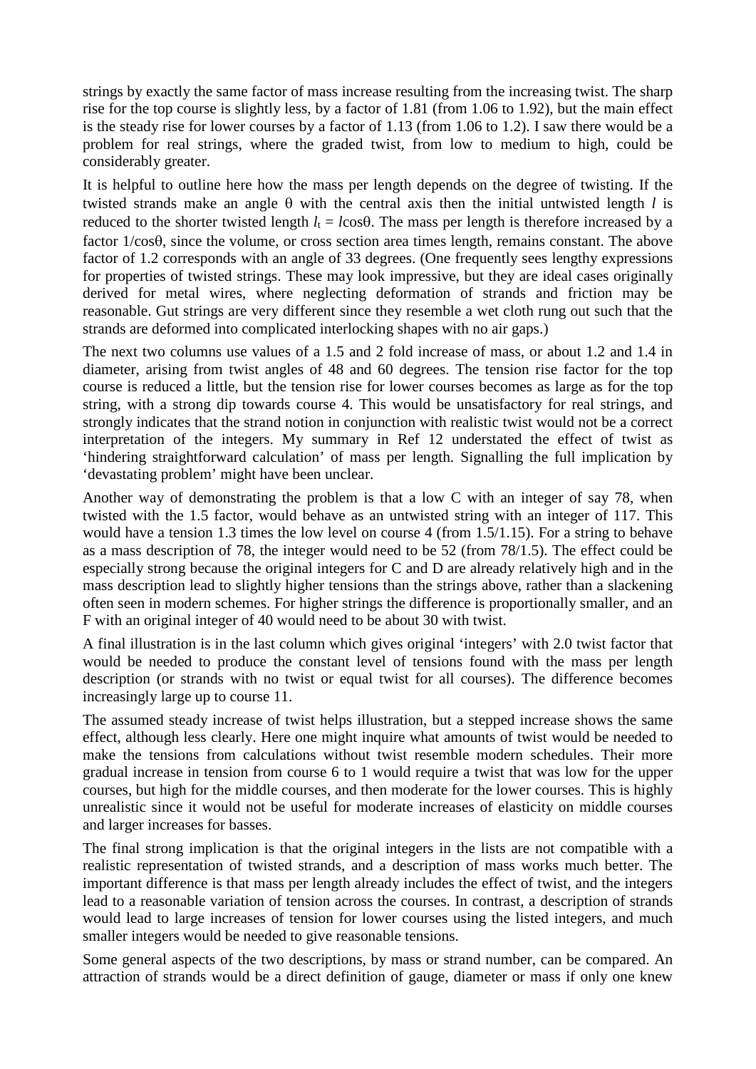strings by exactly the same factor of mass increase resulting from the increasing twist. The sharp rise for the top course is slightly less, by a factor of 1.81 (from 1.06 to 1.92), but the main effect is the steady rise for lower courses by a factor of 1.13 (from 1.06 to 1.2). I saw there would be a problem for real strings, where the graded twist, from low to medium to high, could be considerably greater.

It is helpful to outline here how the mass per length depends on the degree of twisting. If the twisted strands make an angle θ with the central axis then the initial untwisted length $l$ is reduced to the shorter twisted length $l_t = l\cos\theta$. The mass per length is therefore increased by a factor $1/\cos\theta$, since the volume, or cross section area times length, remains constant. The above factor of 1.2 corresponds with an angle of 33 degrees. (One frequently sees lengthy expressions for properties of twisted strings. These may look impressive, but they are ideal cases originally derived for metal wires, where neglecting deformation of strands and friction may be reasonable. Gut strings are very different since they resemble a wet cloth rung out such that the strands are deformed into complicated interlocking shapes with no air gaps.)

The next two columns use values of a 1.5 and 2 fold increase of mass, or about 1.2 and 1.4 in diameter, arising from twist angles of 48 and 60 degrees. The tension rise factor for the top course is reduced a little, but the tension rise for lower courses becomes as large as for the top string, with a strong dip towards course 4. This would be unsatisfactory for real strings, and strongly indicates that the strand notion in conjunction with realistic twist would not be a correct interpretation of the integers. My summary in Ref 12 understated the effect of twist as 'hindering straightforward calculation' of mass per length. Signalling the full implication by 'devastating problem' might have been unclear.

Another way of demonstrating the problem is that a low C with an integer of say 78, when twisted with the 1.5 factor, would behave as an untwisted string with an integer of 117. This would have a tension 1.3 times the low level on course 4 (from 1.5/1.15). For a string to behave as a mass description of 78, the integer would need to be 52 (from 78/1.5). The effect could be especially strong because the original integers for C and D are already relatively high and in the mass description lead to slightly higher tensions than the strings above, rather than a slackening often seen in modern schemes. For higher strings the difference is proportionally smaller, and an F with an original integer of 40 would need to be about 30 with twist.

A final illustration is in the last column which gives original 'integers' with 2.0 twist factor that would be needed to produce the constant level of tensions found with the mass per length description (or strands with no twist or equal twist for all courses). The difference becomes increasingly large up to course 11.

The assumed steady increase of twist helps illustration, but a stepped increase shows the same effect, although less clearly. Here one might inquire what amounts of twist would be needed to make the tensions from calculations without twist resemble modern schedules. Their more gradual increase in tension from course 6 to 1 would require a twist that was low for the upper courses, but high for the middle courses, and then moderate for the lower courses. This is highly unrealistic since it would not be useful for moderate increases of elasticity on middle courses and larger increases for basses.

The final strong implication is that the original integers in the lists are not compatible with a realistic representation of twisted strands, and a description of mass works much better. The important difference is that mass per length already includes the effect of twist, and the integers lead to a reasonable variation of tension across the courses. In contrast, a description of strands would lead to large increases of tension for lower courses using the listed integers, and much smaller integers would be needed to give reasonable tensions.

Some general aspects of the two descriptions, by mass or strand number, can be compared. An attraction of strands would be a direct definition of gauge, diameter or mass if only one knew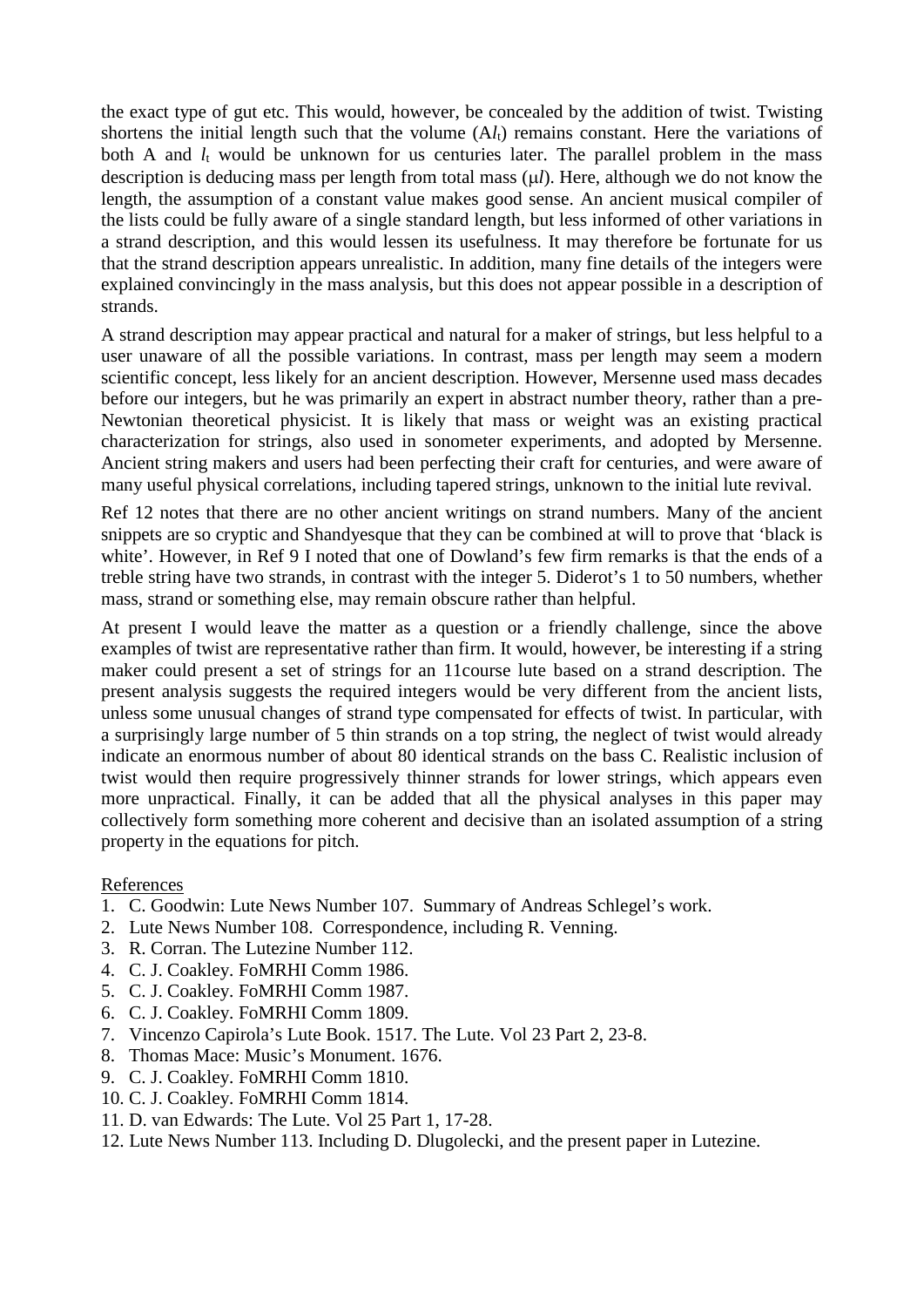the exact type of gut etc. This would, however, be concealed by the addition of twist. Twisting shortens the initial length such that the volume ($Al_t$) remains constant. Here the variations of both A and $l_t$ would be unknown for us centuries later. The parallel problem in the mass description is deducing mass per length from total mass ($\mu l$). Here, although we do not know the length, the assumption of a constant value makes good sense. An ancient musical compiler of the lists could be fully aware of a single standard length, but less informed of other variations in a strand description, and this would lessen its usefulness. It may therefore be fortunate for us that the strand description appears unrealistic. In addition, many fine details of the integers were explained convincingly in the mass analysis, but this does not appear possible in a description of strands.

A strand description may appear practical and natural for a maker of strings, but less helpful to a user unaware of all the possible variations. In contrast, mass per length may seem a modern scientific concept, less likely for an ancient description. However, Mersenne used mass decades before our integers, but he was primarily an expert in abstract number theory, rather than a pre-Newtonian theoretical physicist. It is likely that mass or weight was an existing practical characterization for strings, also used in sonometer experiments, and adopted by Mersenne. Ancient string makers and users had been perfecting their craft for centuries, and were aware of many useful physical correlations, including tapered strings, unknown to the initial lute revival.

Ref 12 notes that there are no other ancient writings on strand numbers. Many of the ancient snippets are so cryptic and Shandyesque that they can be combined at will to prove that 'black is white'. However, in Ref 9 I noted that one of Dowland's few firm remarks is that the ends of a treble string have two strands, in contrast with the integer 5. Diderot's 1 to 50 numbers, whether mass, strand or something else, may remain obscure rather than helpful.

At present I would leave the matter as a question or a friendly challenge, since the above examples of twist are representative rather than firm. It would, however, be interesting if a string maker could present a set of strings for an 11course lute based on a strand description. The present analysis suggests the required integers would be very different from the ancient lists, unless some unusual changes of strand type compensated for effects of twist. In particular, with a surprisingly large number of 5 thin strands on a top string, the neglect of twist would already indicate an enormous number of about 80 identical strands on the bass C. Realistic inclusion of twist would then require progressively thinner strands for lower strings, which appears even more unpractical. Finally, it can be added that all the physical analyses in this paper may collectively form something more coherent and decisive than an isolated assumption of a string property in the equations for pitch.

References

1. C. Goodwin: Lute News Number 107. Summary of Andreas Schlegel's work.
2. Lute News Number 108. Correspondence, including R. Venning.
3. R. Corran. The Lutezine Number 112.
4. C. J. Coakley. FoMRHI Comm 1986.
5. C. J. Coakley. FoMRHI Comm 1987.
6. C. J. Coakley. FoMRHI Comm 1809.
7. Vincenzo Capirola's Lute Book. 1517. The Lute. Vol 23 Part 2, 23-8.
8. Thomas Mace: Music's Monument. 1676.
9. C. J. Coakley. FoMRHI Comm 1810.
10. C. J. Coakley. FoMRHI Comm 1814.
11. D. van Edwards: The Lute. Vol 25 Part 1, 17-28.
12. Lute News Number 113. Including D. Dlugolecki, and the present paper in Lutezine.